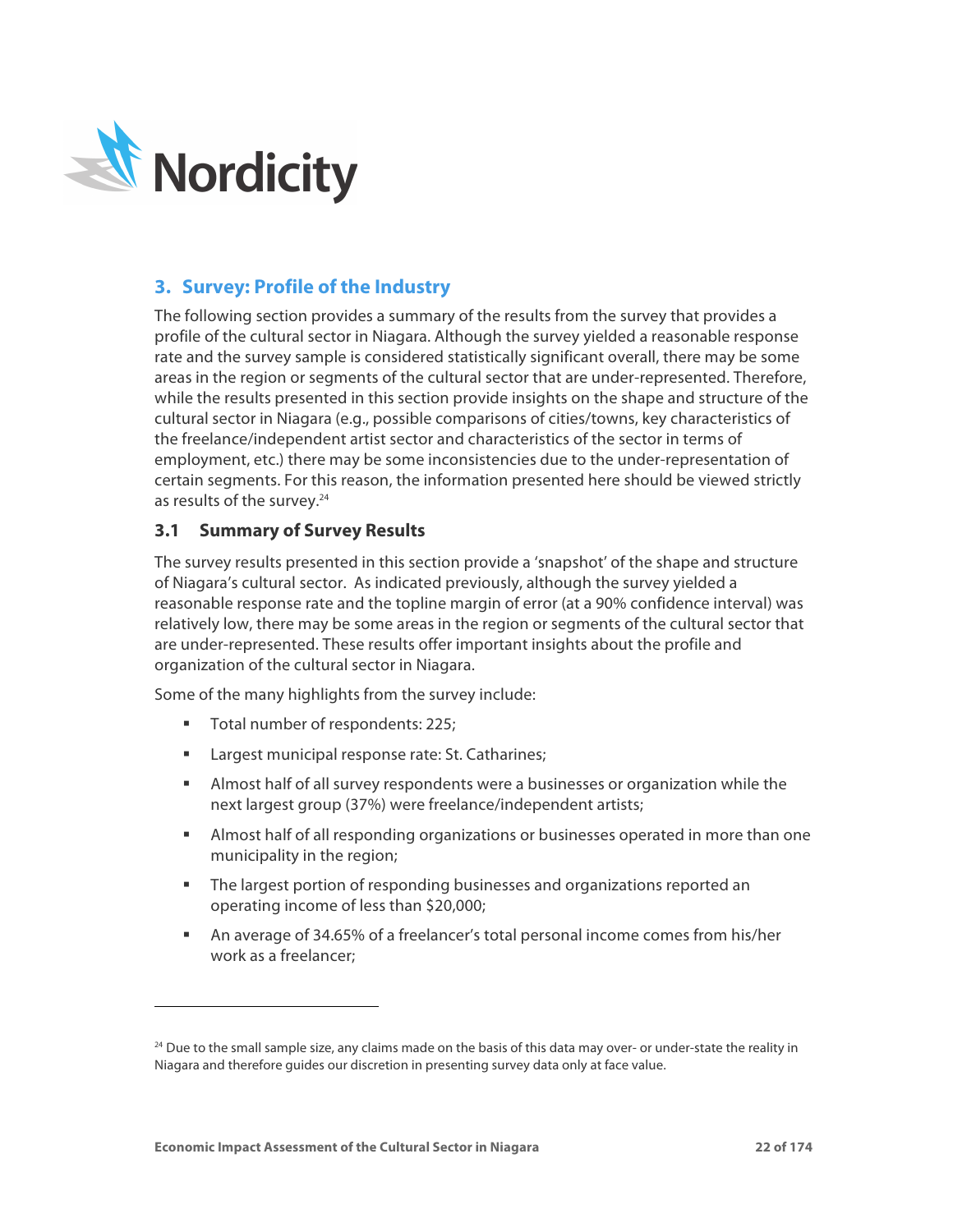## 3. Survey: Profile of the Industry

The following section provides a summary of the results from the survey that provides a profile of the cultural sector in Niagara. Although the survey yielded a reasonable response rate and the survey sample is considered statistically significant overall, there may be some areas in the region or segments of the cultural sector that are under-represented. Therefore, while the results presented in this section provide insights on the shape and structure of the cultural sector in Niagara (e.g., possible comparisons of cities/towns, key characteristics of the freelance/independent artist sector and characteristics of the sector in terms of employment, etc.) there may be some inconsistencies due to the under-representation of certain segments. For this reason, the information presented here should be viewed strictly as results of the survey.[24]

### 3.1 Summary of Survey Results

The survey results presented in this section provide a 'snapshot' of the shape and structure of Niagara's cultural sector. As indicated previously, although the survey yielded a reasonable response rate and the topline margin of error (at a 90% confidence interval) was relatively low, there may be some areas in the region or segments of the cultural sector that are under-represented. These results offer important insights about the profile and organization of the cultural sector in Niagara.

Some of the many highlights from the survey include:

- Total number of respondents: 225;
- Largest municipal response rate: St. Catharines;
- Almost half of all survey respondents were a businesses or organization while the next largest group (37%) were freelance/independent artists;
- Almost half of all responding organizations or businesses operated in more than one municipality in the region;
- The largest portion of responding businesses and organizations reported an operating income of less than $20,000;
- An average of 34.65% of a freelancer's total personal income comes from his/her work as a freelancer;

[24] Due to the small sample size, any claims made on the basis of this data may over- or under-state the reality in Niagara and therefore guides our discretion in presenting survey data only at face value.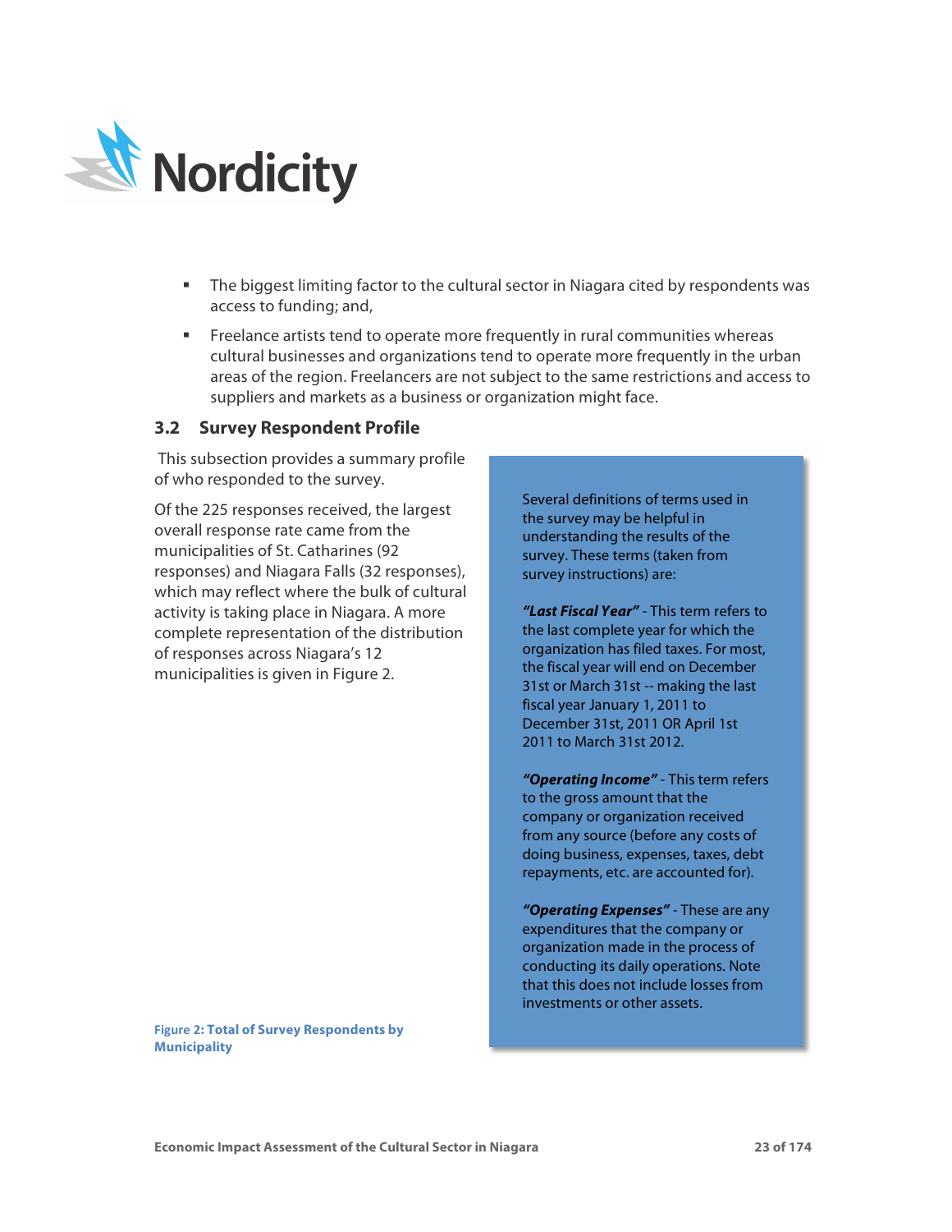- The biggest limiting factor to the cultural sector in Niagara cited by respondents was access to funding; and,
- Freelance artists tend to operate more frequently in rural communities whereas cultural businesses and organizations tend to operate more frequently in the urban areas of the region. Freelancers are not subject to the same restrictions and access to suppliers and markets as a business or organization might face.

### 3.2 Survey Respondent Profile

This subsection provides a summary profile of who responded to the survey.

Of the 225 responses received, the largest overall response rate came from the municipalities of St. Catharines (92 responses) and Niagara Falls (32 responses), which may reflect where the bulk of cultural activity is taking place in Niagara. A more complete representation of the distribution of responses across Niagara's 12 municipalities is given in Figure 2.

Several definitions of terms used in the survey may be helpful in understanding the results of the survey. These terms (taken from survey instructions) are:

***"Last Fiscal Year"*** - This term refers to the last complete year for which the organization has filed taxes. For most, the fiscal year will end on December 31st or March 31st -- making the last fiscal year January 1, 2011 to December 31st, 2011 OR April 1st 2011 to March 31st 2012.

***"Operating Income"*** - This term refers to the gross amount that the company or organization received from any source (before any costs of doing business, expenses, taxes, debt repayments, etc. are accounted for).

***"Operating Expenses"*** - These are any expenditures that the company or organization made in the process of conducting its daily operations. Note that this does not include losses from investments or other assets.

**Figure 2: Total of Survey Respondents by Municipality**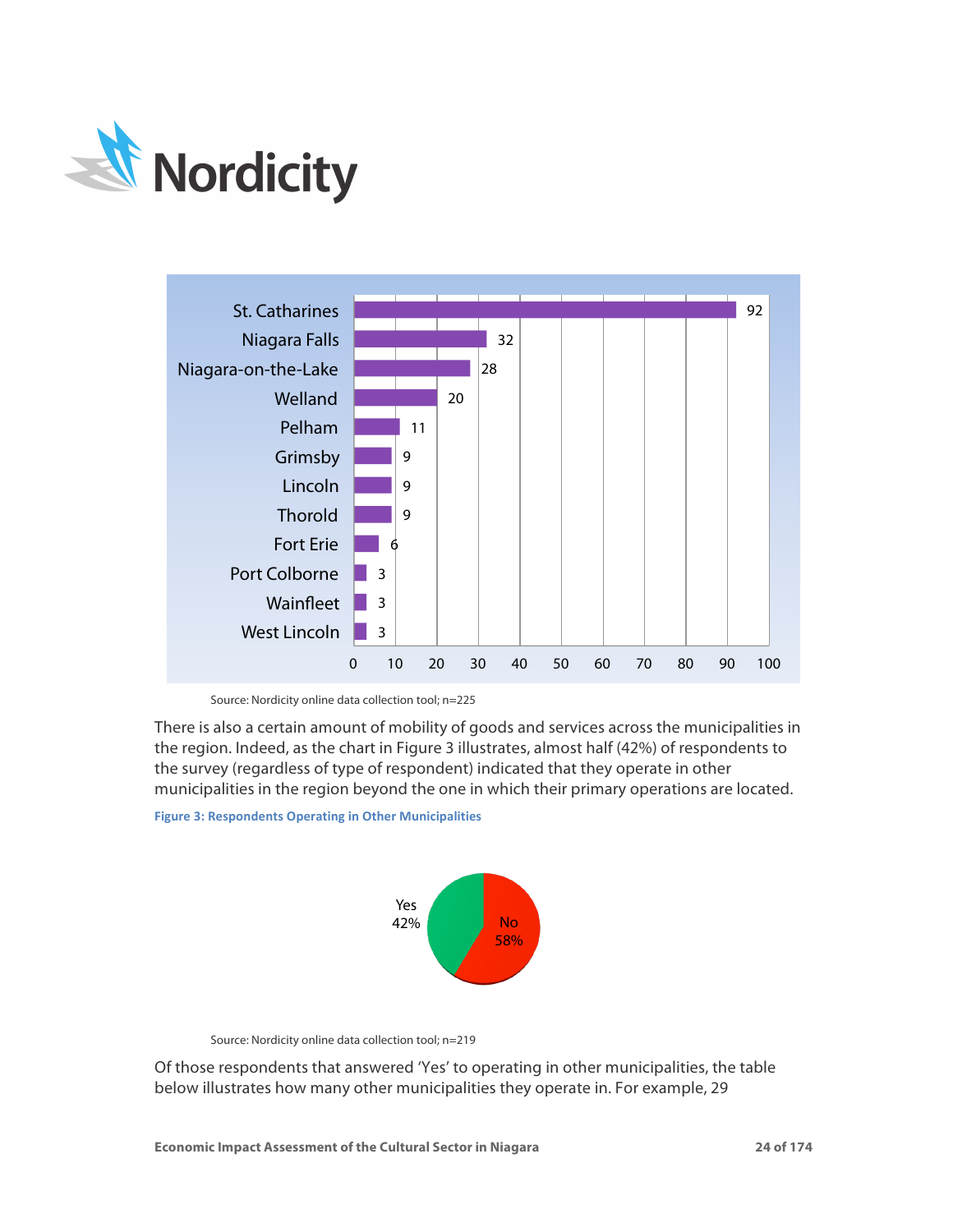| Municipality | Value |
|---|---|
| St. Catharines | 92 |
| Niagara Falls | 32 |
| Niagara-on-the-Lake | 28 |
| Welland | 20 |
| Pelham | 11 |
| Grimsby | 9 |
| Lincoln | 9 |
| Thorold | 9 |
| Fort Erie | 6 |
| Port Colborne | 3 |
| Wainfleet | 3 |
| West Lincoln | 3 |

Source: Nordicity online data collection tool; n=225

There is also a certain amount of mobility of goods and services across the municipalities in the region. Indeed, as the chart in Figure 3 illustrates, almost half (42%) of respondents to the survey (regardless of type of respondent) indicated that they operate in other municipalities in the region beyond the one in which their primary operations are located.

**Figure 3: Respondents Operating in Other Municipalities**

| Response | Share |
|---|---|
| Yes | 42% |
| No | 58% |

Source: Nordicity online data collection tool; n=219

Of those respondents that answered 'Yes' to operating in other municipalities, the table below illustrates how many other municipalities they operate in. For example, 29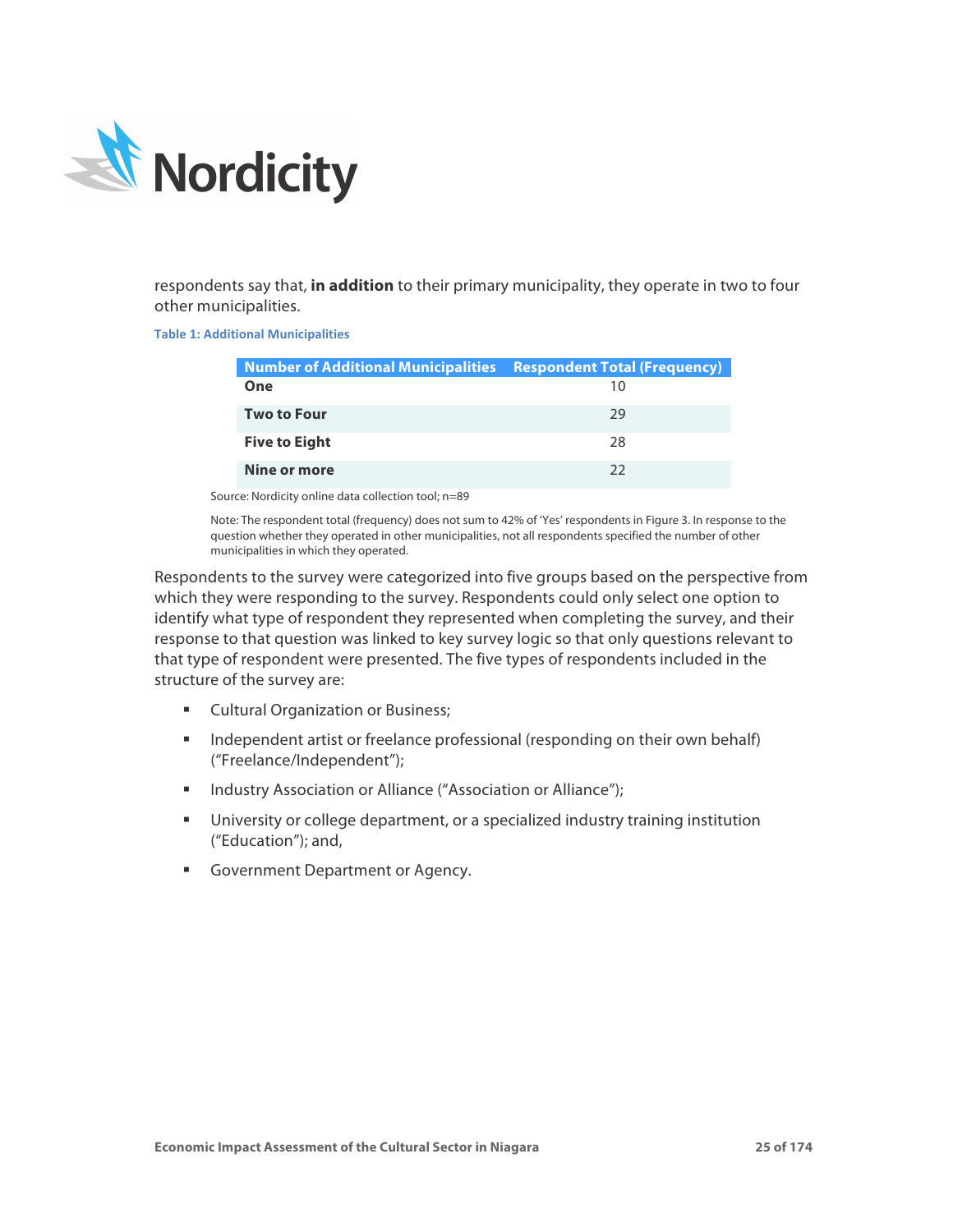respondents say that, **in addition** to their primary municipality, they operate in two to four other municipalities.

**Table 1: Additional Municipalities**

| Number of Additional Municipalities | Respondent Total (Frequency) |
|---|---|
| **One** | 10 |
| **Two to Four** | 29 |
| **Five to Eight** | 28 |
| **Nine or more** | 22 |

Source: Nordicity online data collection tool; n=89

Note: The respondent total (frequency) does not sum to 42% of 'Yes' respondents in Figure 3. In response to the question whether they operated in other municipalities, not all respondents specified the number of other municipalities in which they operated.

Respondents to the survey were categorized into five groups based on the perspective from which they were responding to the survey. Respondents could only select one option to identify what type of respondent they represented when completing the survey, and their response to that question was linked to key survey logic so that only questions relevant to that type of respondent were presented. The five types of respondents included in the structure of the survey are:

- Cultural Organization or Business;
- Independent artist or freelance professional (responding on their own behalf) ("Freelance/Independent");
- Industry Association or Alliance ("Association or Alliance");
- University or college department, or a specialized industry training institution ("Education"); and,
- Government Department or Agency.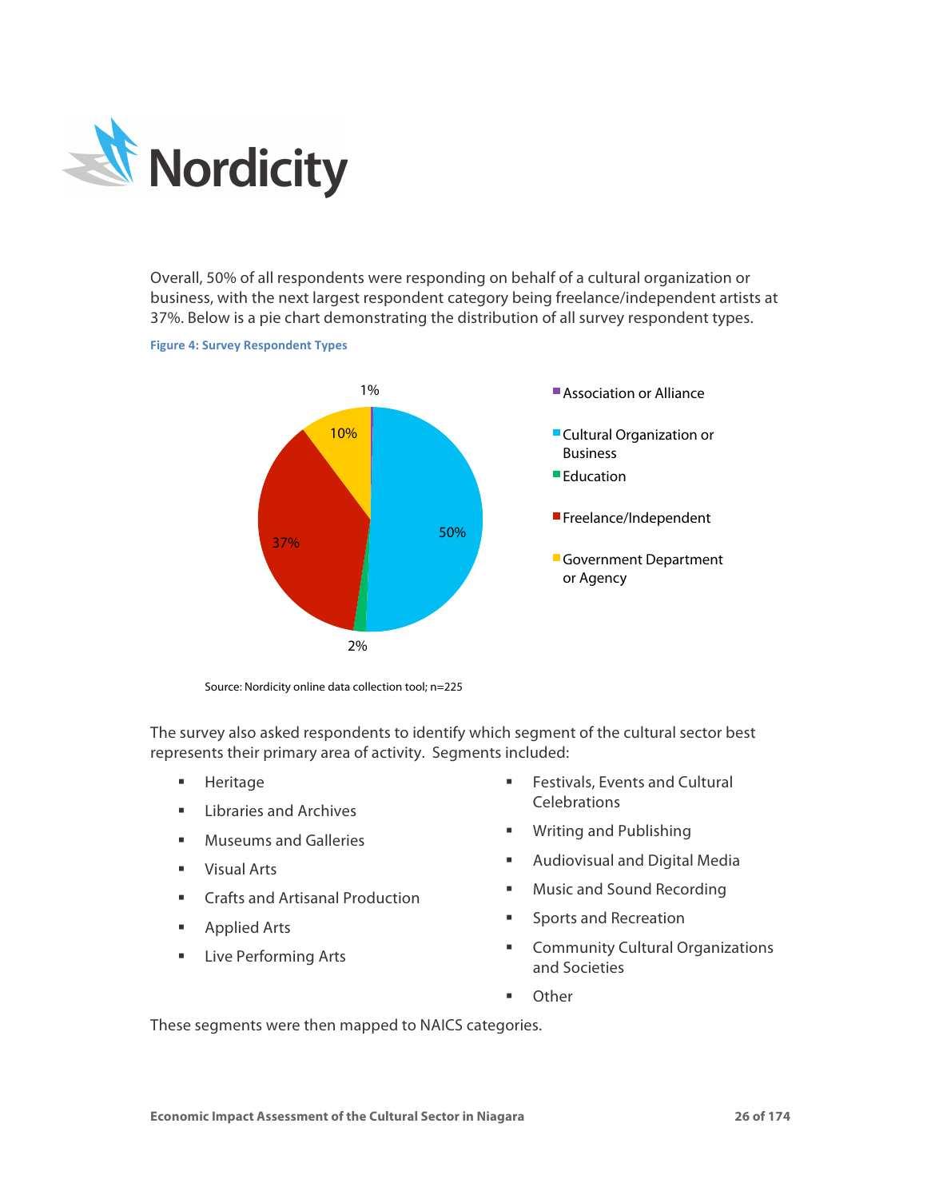Overall, 50% of all respondents were responding on behalf of a cultural organization or business, with the next largest respondent category being freelance/independent artists at 37%. Below is a pie chart demonstrating the distribution of all survey respondent types.

**Figure 4: Survey Respondent Types**

| Respondent Type | Share |
|---|---|
| Association or Alliance | 1% |
| Cultural Organization or Business | 50% |
| Education | 2% |
| Freelance/Independent | 37% |
| Government Department or Agency | 10% |

Source: Nordicity online data collection tool; n=225

The survey also asked respondents to identify which segment of the cultural sector best represents their primary area of activity. Segments included:

- Heritage
- Libraries and Archives
- Museums and Galleries
- Visual Arts
- Crafts and Artisanal Production
- Applied Arts
- Live Performing Arts
- Festivals, Events and Cultural Celebrations
- Writing and Publishing
- Audiovisual and Digital Media
- Music and Sound Recording
- Sports and Recreation
- Community Cultural Organizations and Societies
- Other

These segments were then mapped to NAICS categories.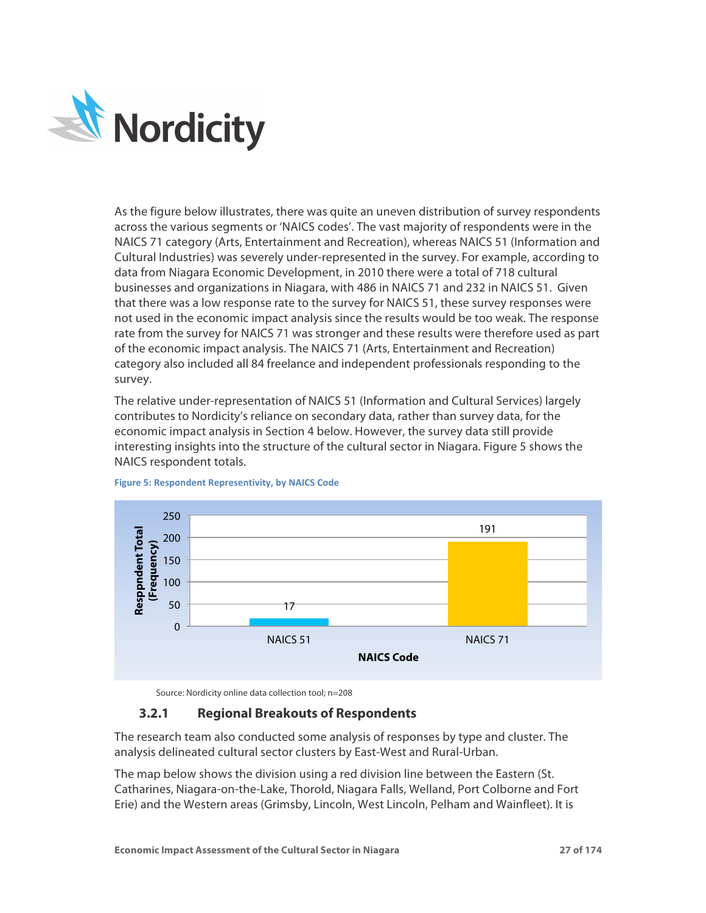As the figure below illustrates, there was quite an uneven distribution of survey respondents across the various segments or 'NAICS codes'. The vast majority of respondents were in the NAICS 71 category (Arts, Entertainment and Recreation), whereas NAICS 51 (Information and Cultural Industries) was severely under-represented in the survey. For example, according to data from Niagara Economic Development, in 2010 there were a total of 718 cultural businesses and organizations in Niagara, with 486 in NAICS 71 and 232 in NAICS 51. Given that there was a low response rate to the survey for NAICS 51, these survey responses were not used in the economic impact analysis since the results would be too weak. The response rate from the survey for NAICS 71 was stronger and these results were therefore used as part of the economic impact analysis. The NAICS 71 (Arts, Entertainment and Recreation) category also included all 84 freelance and independent professionals responding to the survey.

The relative under-representation of NAICS 51 (Information and Cultural Services) largely contributes to Nordicity's reliance on secondary data, rather than survey data, for the economic impact analysis in Section 4 below. However, the survey data still provide interesting insights into the structure of the cultural sector in Niagara. Figure 5 shows the NAICS respondent totals.

**Figure 5: Respondent Representivity, by NAICS Code**

| NAICS Code | Respondent Total (Frequency) |
|---|---|
| NAICS 51 | 17 |
| NAICS 71 | 191 |

Source: Nordicity online data collection tool; n=208

### 3.2.1 Regional Breakouts of Respondents

The research team also conducted some analysis of responses by type and cluster. The analysis delineated cultural sector clusters by East-West and Rural-Urban.

The map below shows the division using a red division line between the Eastern (St. Catharines, Niagara-on-the-Lake, Thorold, Niagara Falls, Welland, Port Colborne and Fort Erie) and the Western areas (Grimsby, Lincoln, West Lincoln, Pelham and Wainfleet). It is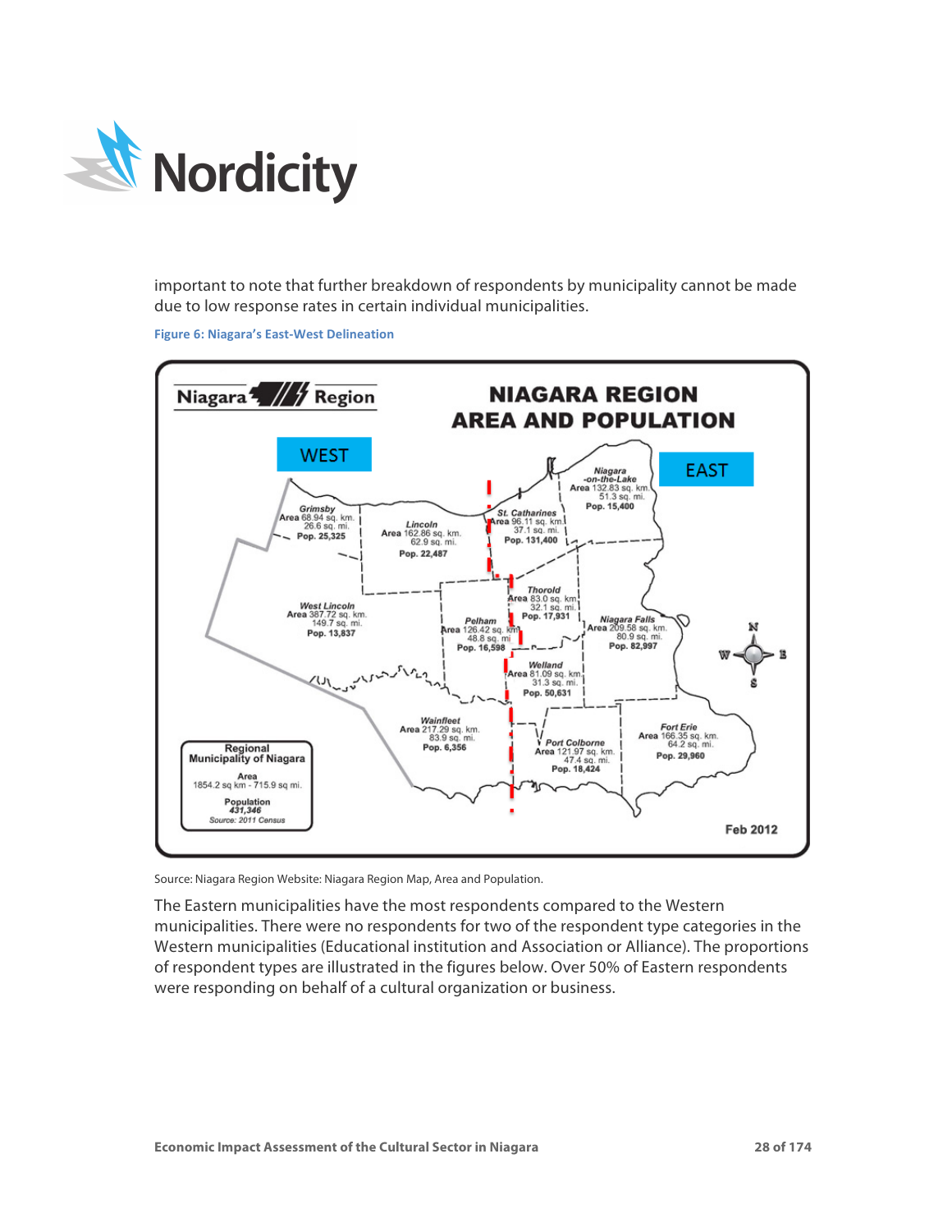important to note that further breakdown of respondents by municipality cannot be made due to low response rates in certain individual municipalities.

**Figure 6: Niagara's East-West Delineation**

Source: Niagara Region Website: Niagara Region Map, Area and Population.

The Eastern municipalities have the most respondents compared to the Western municipalities. There were no respondents for two of the respondent type categories in the Western municipalities (Educational institution and Association or Alliance). The proportions of respondent types are illustrated in the figures below. Over 50% of Eastern respondents were responding on behalf of a cultural organization or business.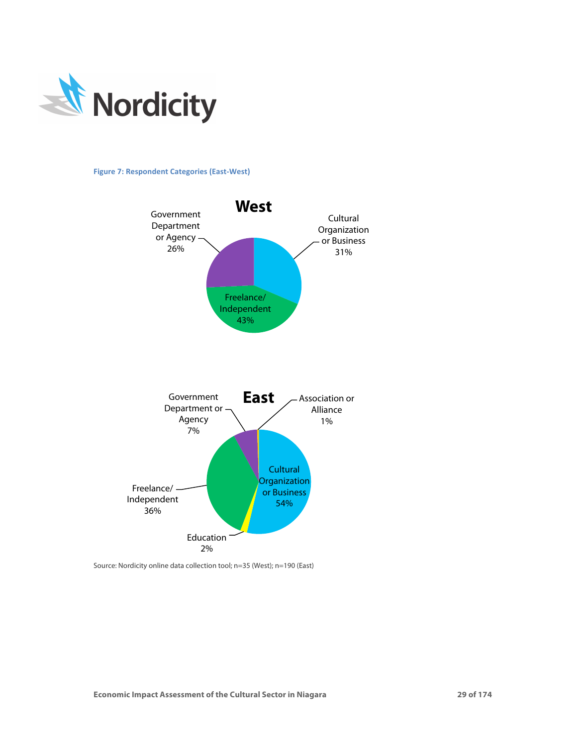**Figure 7: Respondent Categories (East-West)**

**West**

| Category | Share |
|---|---|
| Government Department or Agency | 26% |
| Cultural Organization or Business | 31% |
| Freelance/ Independent | 43% |

**East**

| Category | Share |
|---|---|
| Government Department or Agency | 7% |
| Association or Alliance | 1% |
| Cultural Organization or Business | 54% |
| Freelance/ Independent | 36% |
| Education | 2% |

Source: Nordicity online data collection tool; n=35 (West); n=190 (East)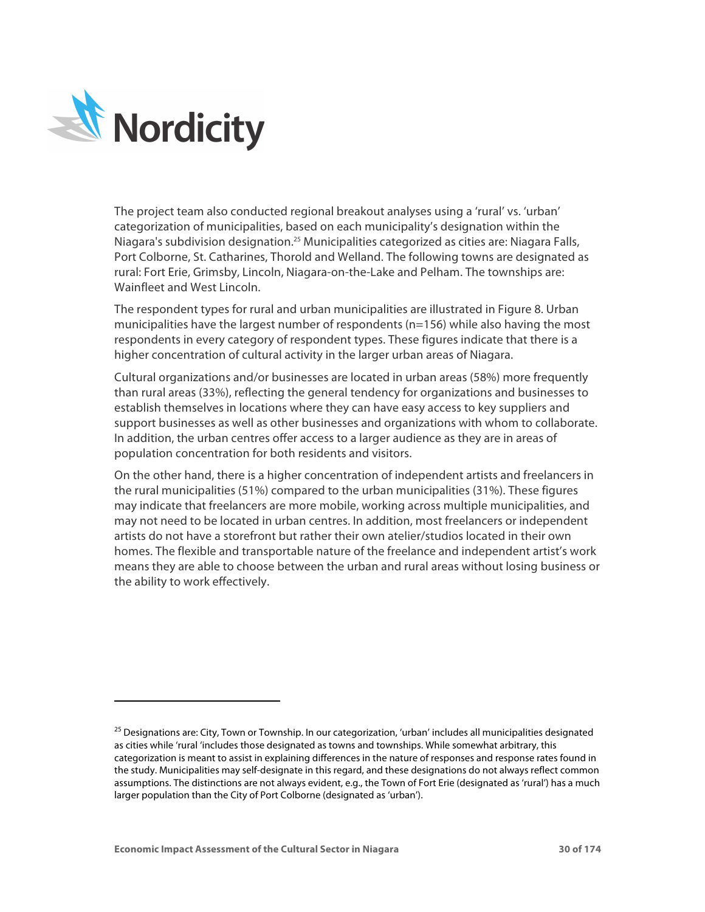The project team also conducted regional breakout analyses using a 'rural' vs. 'urban' categorization of municipalities, based on each municipality's designation within the Niagara's subdivision designation.[25] Municipalities categorized as cities are: Niagara Falls, Port Colborne, St. Catharines, Thorold and Welland. The following towns are designated as rural: Fort Erie, Grimsby, Lincoln, Niagara-on-the-Lake and Pelham. The townships are: Wainfleet and West Lincoln.

The respondent types for rural and urban municipalities are illustrated in Figure 8. Urban municipalities have the largest number of respondents (n=156) while also having the most respondents in every category of respondent types. These figures indicate that there is a higher concentration of cultural activity in the larger urban areas of Niagara.

Cultural organizations and/or businesses are located in urban areas (58%) more frequently than rural areas (33%), reflecting the general tendency for organizations and businesses to establish themselves in locations where they can have easy access to key suppliers and support businesses as well as other businesses and organizations with whom to collaborate. In addition, the urban centres offer access to a larger audience as they are in areas of population concentration for both residents and visitors.

On the other hand, there is a higher concentration of independent artists and freelancers in the rural municipalities (51%) compared to the urban municipalities (31%). These figures may indicate that freelancers are more mobile, working across multiple municipalities, and may not need to be located in urban centres. In addition, most freelancers or independent artists do not have a storefront but rather their own atelier/studios located in their own homes. The flexible and transportable nature of the freelance and independent artist's work means they are able to choose between the urban and rural areas without losing business or the ability to work effectively.

[25] Designations are: City, Town or Township. In our categorization, 'urban' includes all municipalities designated as cities while 'rural 'includes those designated as towns and townships. While somewhat arbitrary, this categorization is meant to assist in explaining differences in the nature of responses and response rates found in the study. Municipalities may self-designate in this regard, and these designations do not always reflect common assumptions. The distinctions are not always evident, e.g., the Town of Fort Erie (designated as 'rural') has a much larger population than the City of Port Colborne (designated as 'urban').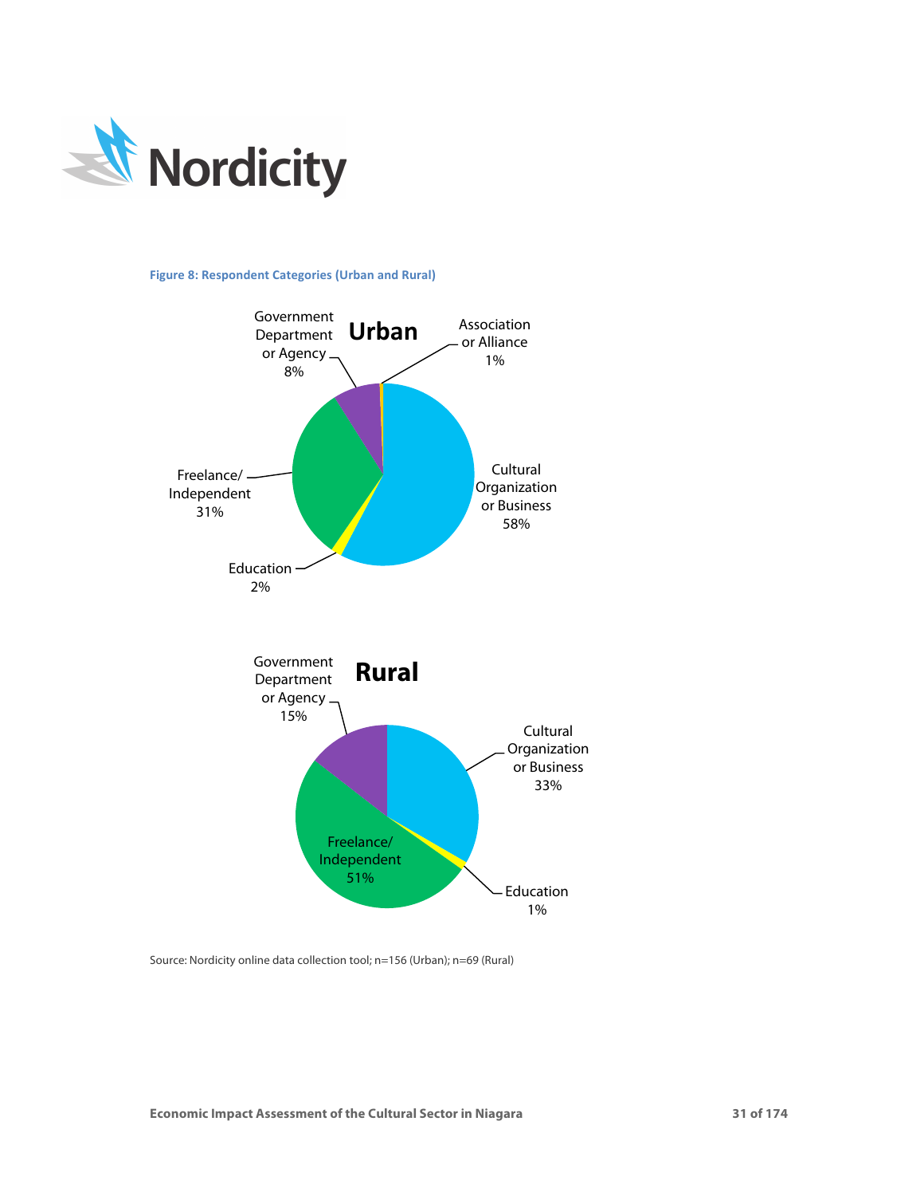**Figure 8: Respondent Categories (Urban and Rural)**

**Urban**

- Cultural Organization or Business: 58%
- Freelance/Independent: 31%
- Government Department or Agency: 8%
- Education: 2%
- Association or Alliance: 1%

**Rural**

- Freelance/Independent: 51%
- Cultural Organization or Business: 33%
- Government Department or Agency: 15%
- Education: 1%

Source: Nordicity online data collection tool; n=156 (Urban); n=69 (Rural)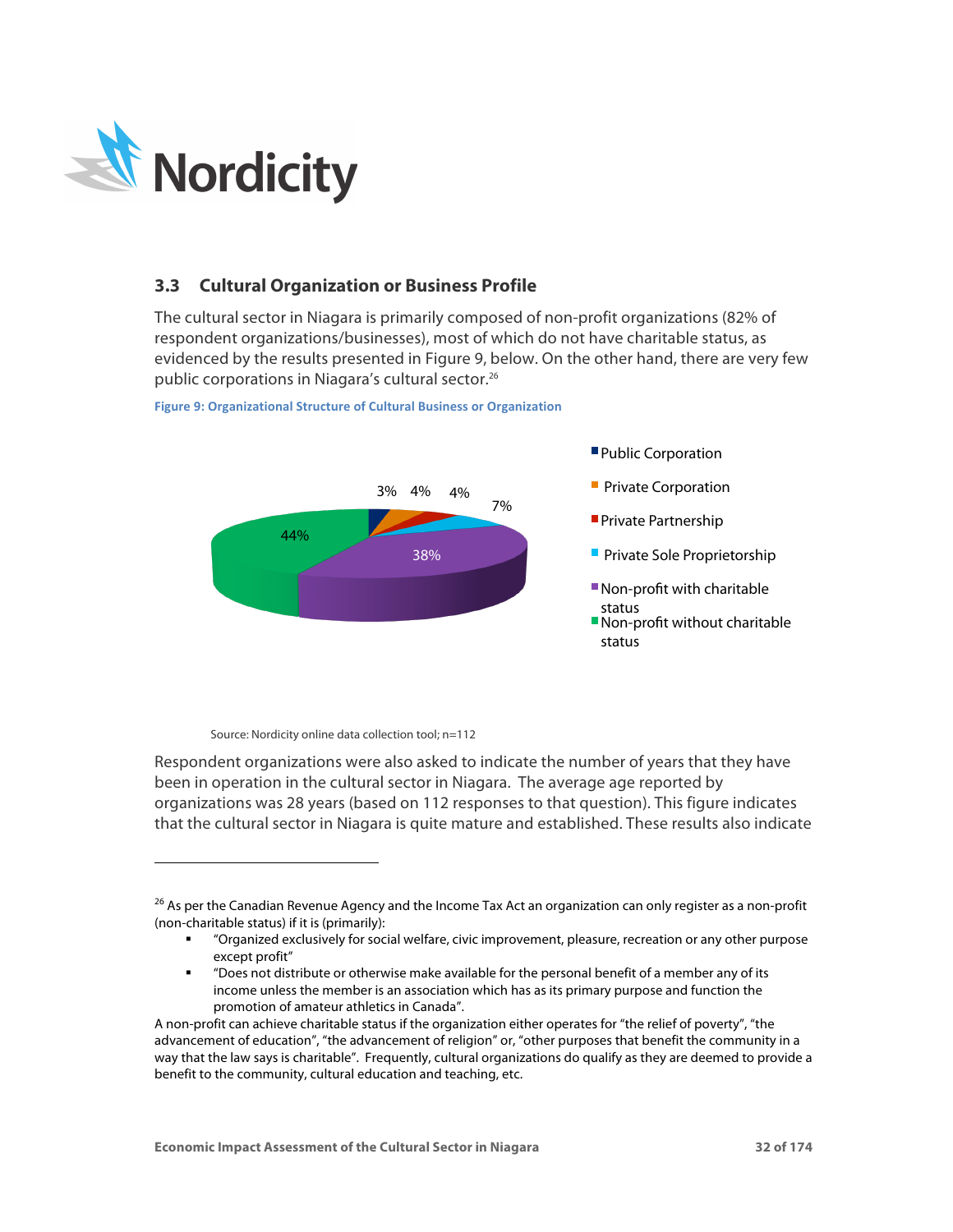## 3.3 Cultural Organization or Business Profile

The cultural sector in Niagara is primarily composed of non-profit organizations (82% of respondent organizations/businesses), most of which do not have charitable status, as evidenced by the results presented in Figure 9, below. On the other hand, there are very few public corporations in Niagara's cultural sector.[26]

**Figure 9: Organizational Structure of Cultural Business or Organization**

| Organizational Structure | Share |
|---|---|
| Public Corporation | 3% |
| Private Corporation | 4% |
| Private Partnership | 4% |
| Private Sole Proprietorship | 7% |
| Non-profit with charitable status | 38% |
| Non-profit without charitable status | 44% |

Source: Nordicity online data collection tool; n=112

Respondent organizations were also asked to indicate the number of years that they have been in operation in the cultural sector in Niagara. The average age reported by organizations was 28 years (based on 112 responses to that question). This figure indicates that the cultural sector in Niagara is quite mature and established. These results also indicate

---

[26] As per the Canadian Revenue Agency and the Income Tax Act an organization can only register as a non-profit (non-charitable status) if it is (primarily):

- "Organized exclusively for social welfare, civic improvement, pleasure, recreation or any other purpose except profit"
- "Does not distribute or otherwise make available for the personal benefit of a member any of its income unless the member is an association which has as its primary purpose and function the promotion of amateur athletics in Canada".

A non-profit can achieve charitable status if the organization either operates for "the relief of poverty", "the advancement of education", "the advancement of religion" or, "other purposes that benefit the community in a way that the law says is charitable". Frequently, cultural organizations do qualify as they are deemed to provide a benefit to the community, cultural education and teaching, etc.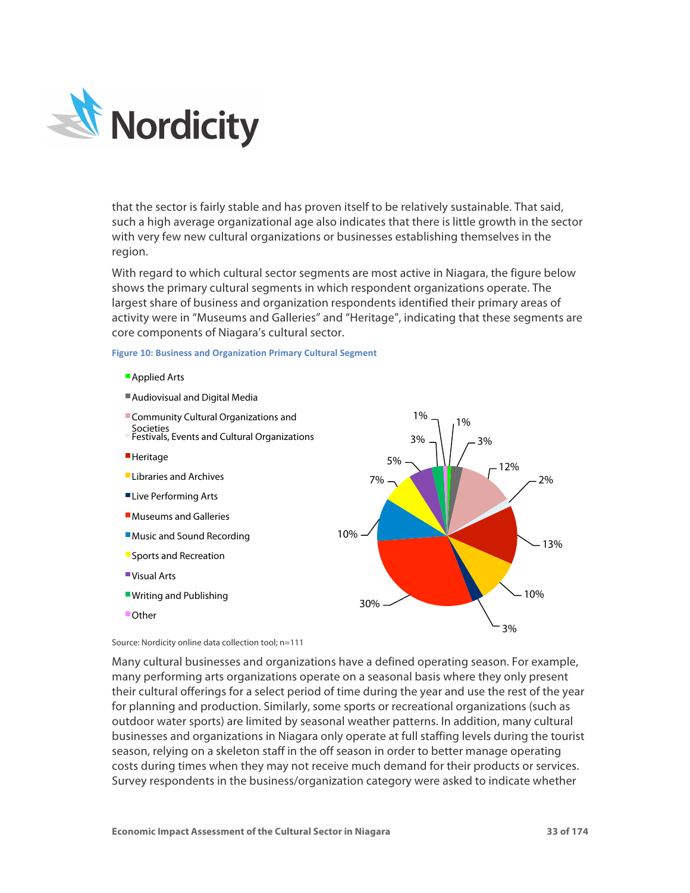that the sector is fairly stable and has proven itself to be relatively sustainable. That said, such a high average organizational age also indicates that there is little growth in the sector with very few new cultural organizations or businesses establishing themselves in the region.

With regard to which cultural sector segments are most active in Niagara, the figure below shows the primary cultural segments in which respondent organizations operate. The largest share of business and organization respondents identified their primary areas of activity were in "Museums and Galleries" and "Heritage", indicating that these segments are core components of Niagara's cultural sector.

**Figure 10: Business and Organization Primary Cultural Segment**

| Segment | Share |
|---|---|
| Applied Arts | 1% |
| Audiovisual and Digital Media | 3% |
| Community Cultural Organizations and Societies | 12% |
| Festivals, Events and Cultural Organizations | 2% |
| Heritage | 13% |
| Libraries and Archives | 10% |
| Live Performing Arts | 3% |
| Museums and Galleries | 30% |
| Music and Sound Recording | 10% |
| Sports and Recreation | 7% |
| Visual Arts | 5% |
| Writing and Publishing | 3% |
| Other | 1% |

Source: Nordicity online data collection tool; n=111

Many cultural businesses and organizations have a defined operating season. For example, many performing arts organizations operate on a seasonal basis where they only present their cultural offerings for a select period of time during the year and use the rest of the year for planning and production. Similarly, some sports or recreational organizations (such as outdoor water sports) are limited by seasonal weather patterns. In addition, many cultural businesses and organizations in Niagara only operate at full staffing levels during the tourist season, relying on a skeleton staff in the off season in order to better manage operating costs during times when they may not receive much demand for their products or services. Survey respondents in the business/organization category were asked to indicate whether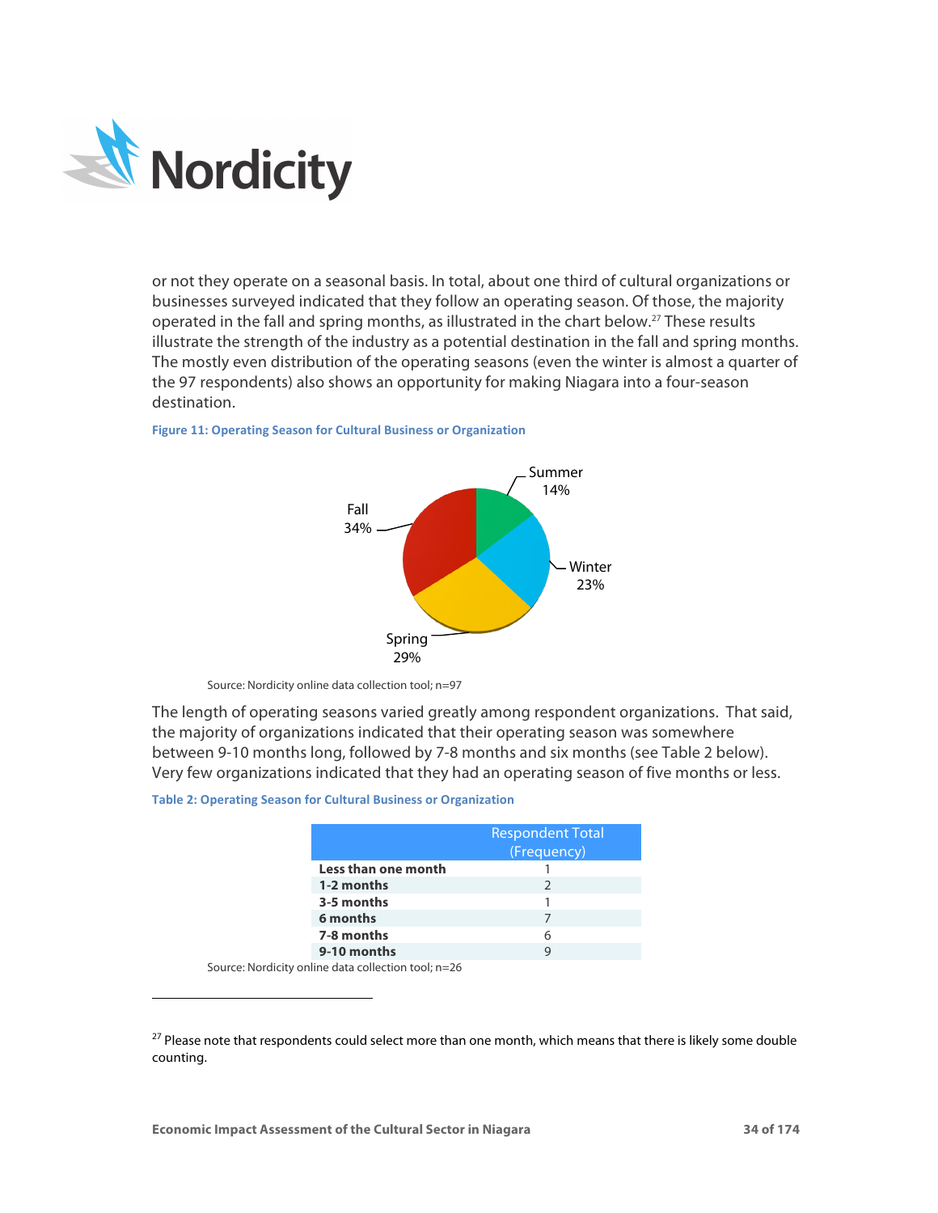or not they operate on a seasonal basis. In total, about one third of cultural organizations or businesses surveyed indicated that they follow an operating season. Of those, the majority operated in the fall and spring months, as illustrated in the chart below.[27] These results illustrate the strength of the industry as a potential destination in the fall and spring months. The mostly even distribution of the operating seasons (even the winter is almost a quarter of the 97 respondents) also shows an opportunity for making Niagara into a four-season destination.

**Figure 11: Operating Season for Cultural Business or Organization**

Summer 14%
Winter 23%
Spring 29%
Fall 34%

Source: Nordicity online data collection tool; n=97

The length of operating seasons varied greatly among respondent organizations. That said, the majority of organizations indicated that their operating season was somewhere between 9-10 months long, followed by 7-8 months and six months (see Table 2 below). Very few organizations indicated that they had an operating season of five months or less.

**Table 2: Operating Season for Cultural Business or Organization**

| | Respondent Total (Frequency) |
|---|---|
| **Less than one month** | 1 |
| **1-2 months** | 2 |
| **3-5 months** | 1 |
| **6 months** | 7 |
| **7-8 months** | 6 |
| **9-10 months** | 9 |

Source: Nordicity online data collection tool; n=26

---

[27] Please note that respondents could select more than one month, which means that there is likely some double counting.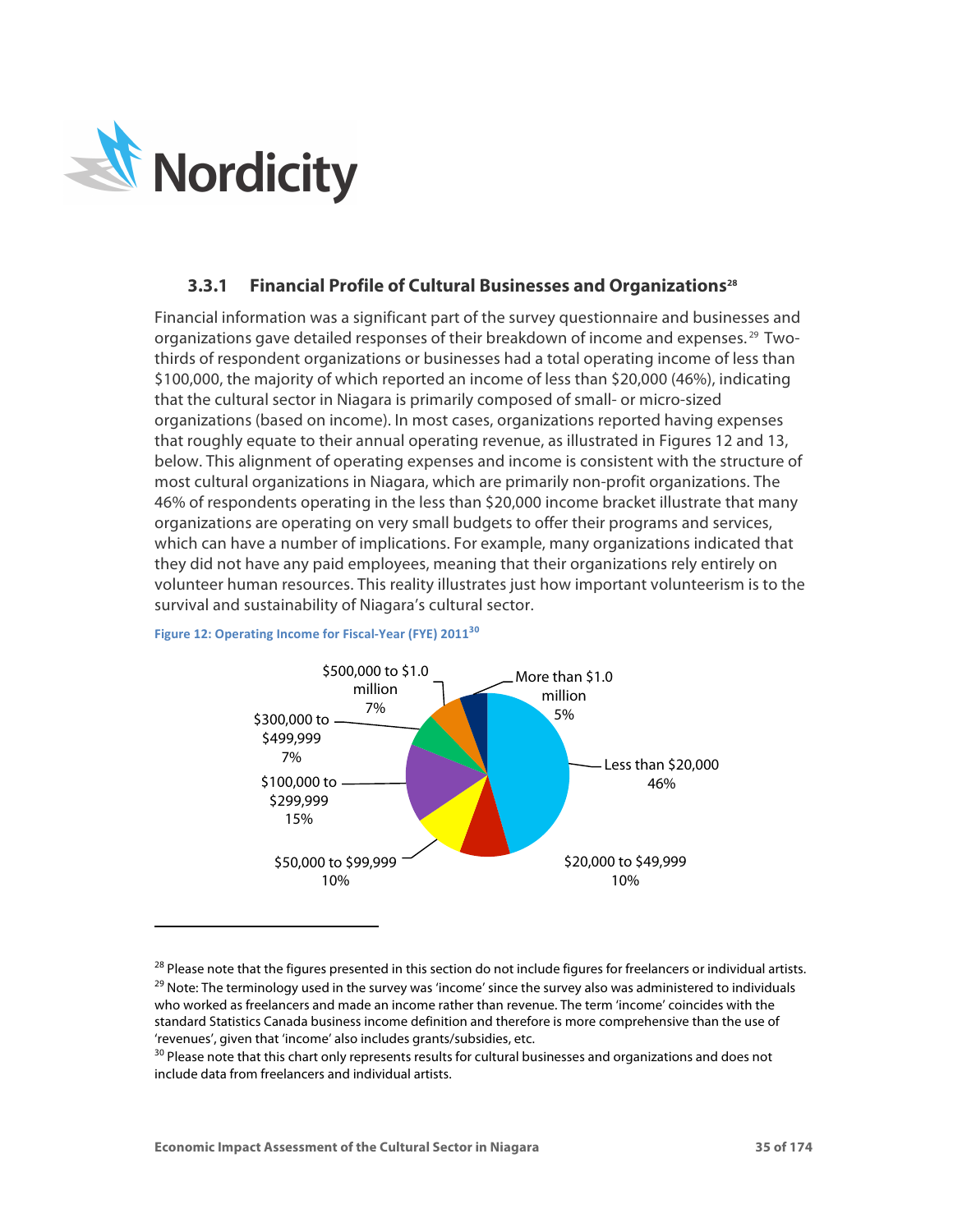### 3.3.1 Financial Profile of Cultural Businesses and Organizations[28]

Financial information was a significant part of the survey questionnaire and businesses and organizations gave detailed responses of their breakdown of income and expenses.[29] Two-thirds of respondent organizations or businesses had a total operating income of less than $100,000, the majority of which reported an income of less than $20,000 (46%), indicating that the cultural sector in Niagara is primarily composed of small- or micro-sized organizations (based on income). In most cases, organizations reported having expenses that roughly equate to their annual operating revenue, as illustrated in Figures 12 and 13, below. This alignment of operating expenses and income is consistent with the structure of most cultural organizations in Niagara, which are primarily non-profit organizations. The 46% of respondents operating in the less than $20,000 income bracket illustrate that many organizations are operating on very small budgets to offer their programs and services, which can have a number of implications. For example, many organizations indicated that they did not have any paid employees, meaning that their organizations rely entirely on volunteer human resources. This reality illustrates just how important volunteerism is to the survival and sustainability of Niagara's cultural sector.

**Figure 12: Operating Income for Fiscal-Year (FYE) 2011[30]**

| Operating Income | Share |
|---|---|
| Less than $20,000 | 46% |
| $20,000 to $49,999 | 10% |
| $50,000 to $99,999 | 10% |
| $100,000 to $299,999 | 15% |
| $300,000 to $499,999 | 7% |
| $500,000 to $1.0 million | 7% |
| More than $1.0 million | 5% |

---

[28] Please note that the figures presented in this section do not include figures for freelancers or individual artists.

[29] Note: The terminology used in the survey was 'income' since the survey also was administered to individuals who worked as freelancers and made an income rather than revenue. The term 'income' coincides with the standard Statistics Canada business income definition and therefore is more comprehensive than the use of 'revenues', given that 'income' also includes grants/subsidies, etc.

[30] Please note that this chart only represents results for cultural businesses and organizations and does not include data from freelancers and individual artists.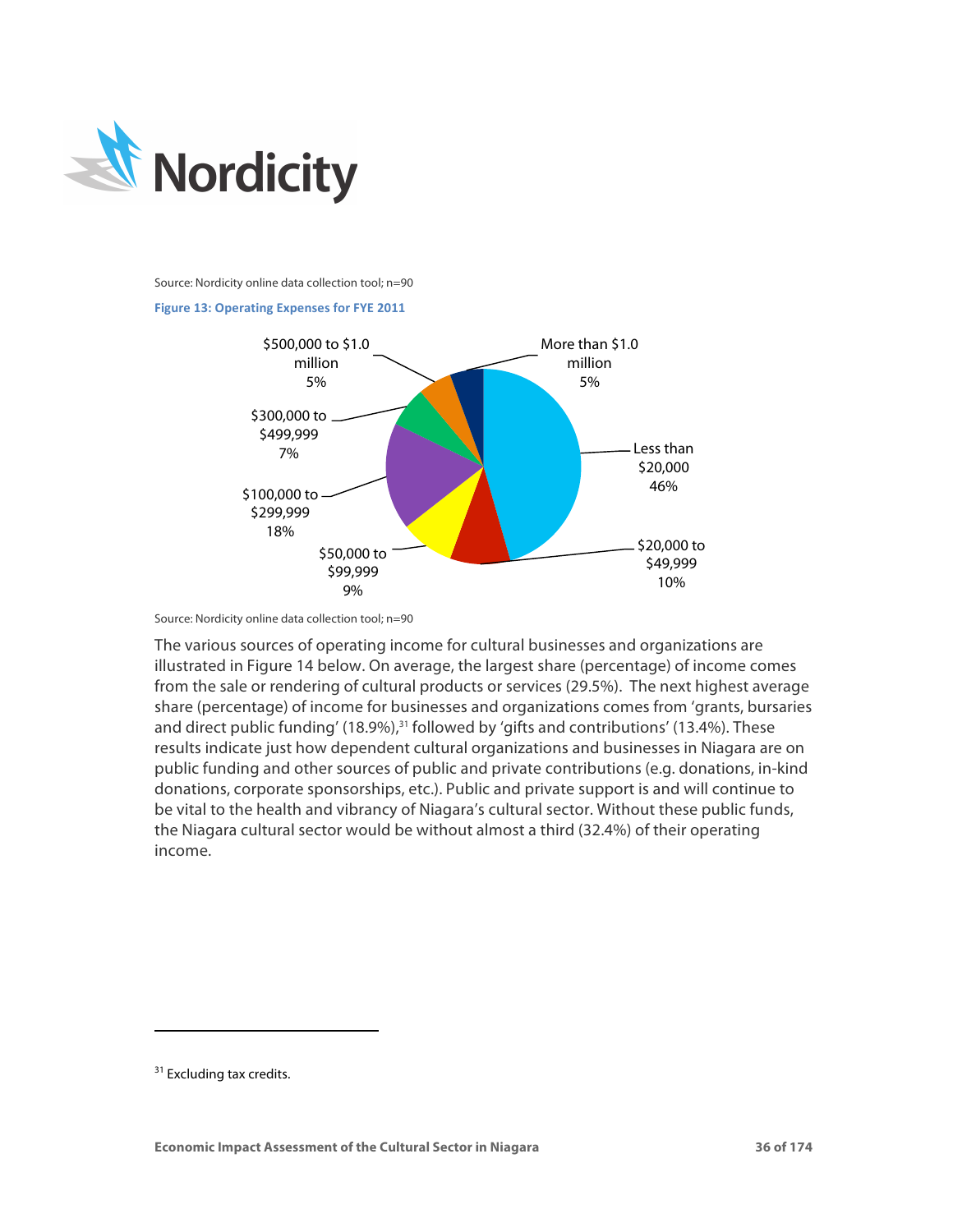Source: Nordicity online data collection tool; n=90

**Figure 13: Operating Expenses for FYE 2011**

| Operating Expenses | Share |
|---|---|
| Less than $20,000 | 46% |
| $20,000 to $49,999 | 10% |
| $50,000 to $99,999 | 9% |
| $100,000 to $299,999 | 18% |
| $300,000 to $499,999 | 7% |
| $500,000 to $1.0 million | 5% |
| More than $1.0 million | 5% |

Source: Nordicity online data collection tool; n=90

The various sources of operating income for cultural businesses and organizations are illustrated in Figure 14 below. On average, the largest share (percentage) of income comes from the sale or rendering of cultural products or services (29.5%). The next highest average share (percentage) of income for businesses and organizations comes from 'grants, bursaries and direct public funding' (18.9%),[31] followed by 'gifts and contributions' (13.4%). These results indicate just how dependent cultural organizations and businesses in Niagara are on public funding and other sources of public and private contributions (e.g. donations, in-kind donations, corporate sponsorships, etc.). Public and private support is and will continue to be vital to the health and vibrancy of Niagara's cultural sector. Without these public funds, the Niagara cultural sector would be without almost a third (32.4%) of their operating income.

[31] Excluding tax credits.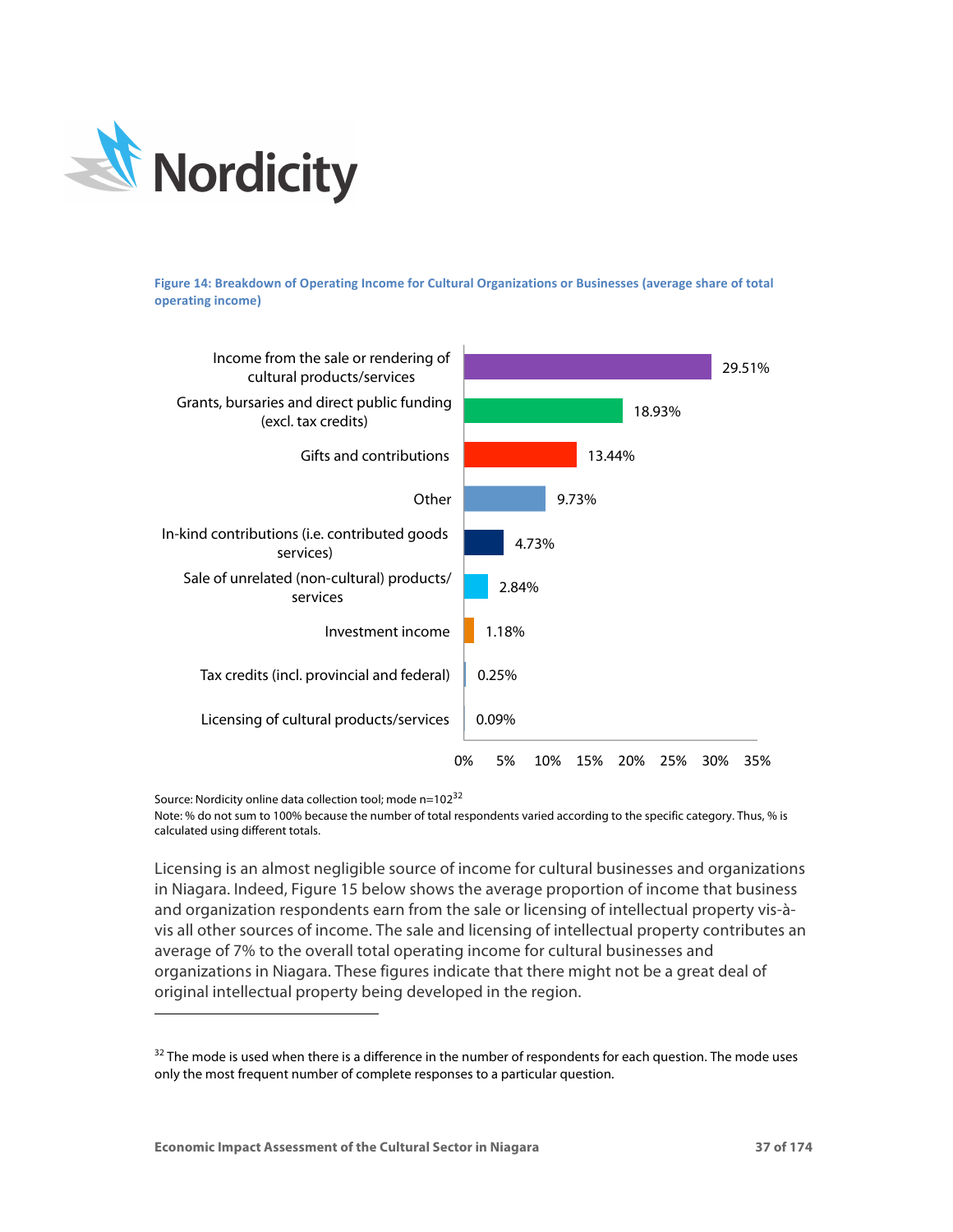**Figure 14: Breakdown of Operating Income for Cultural Organizations or Businesses (average share of total operating income)**

| Source of income | Average share |
| --- | --- |
| Income from the sale or rendering of cultural products/services | 29.51% |
| Grants, bursaries and direct public funding (excl. tax credits) | 18.93% |
| Gifts and contributions | 13.44% |
| Other | 9.73% |
| In-kind contributions (i.e. contributed goods services) | 4.73% |
| Sale of unrelated (non-cultural) products/services | 2.84% |
| Investment income | 1.18% |
| Tax credits (incl. provincial and federal) | 0.25% |
| Licensing of cultural products/services | 0.09% |

Source: Nordicity online data collection tool; mode n=102[32]

Note: % do not sum to 100% because the number of total respondents varied according to the specific category. Thus, % is calculated using different totals.

Licensing is an almost negligible source of income for cultural businesses and organizations in Niagara. Indeed, Figure 15 below shows the average proportion of income that business and organization respondents earn from the sale or licensing of intellectual property vis-à-vis all other sources of income. The sale and licensing of intellectual property contributes an average of 7% to the overall total operating income for cultural businesses and organizations in Niagara. These figures indicate that there might not be a great deal of original intellectual property being developed in the region.

---

[32] The mode is used when there is a difference in the number of respondents for each question. The mode uses only the most frequent number of complete responses to a particular question.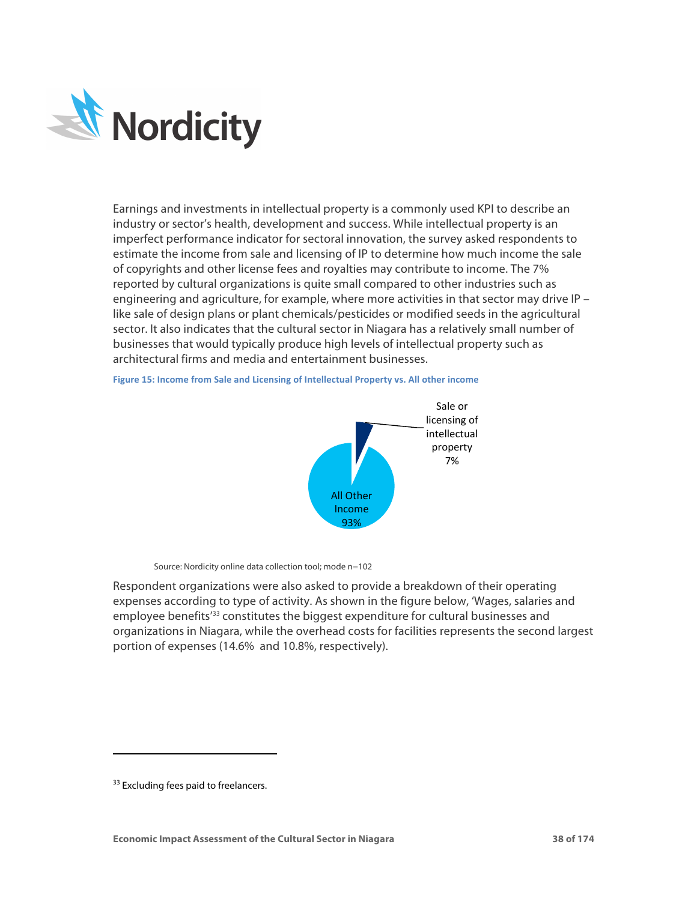Earnings and investments in intellectual property is a commonly used KPI to describe an industry or sector's health, development and success. While intellectual property is an imperfect performance indicator for sectoral innovation, the survey asked respondents to estimate the income from sale and licensing of IP to determine how much income the sale of copyrights and other license fees and royalties may contribute to income. The 7% reported by cultural organizations is quite small compared to other industries such as engineering and agriculture, for example, where more activities in that sector may drive IP – like sale of design plans or plant chemicals/pesticides or modified seeds in the agricultural sector. It also indicates that the cultural sector in Niagara has a relatively small number of businesses that would typically produce high levels of intellectual property such as architectural firms and media and entertainment businesses.

**Figure 15: Income from Sale and Licensing of Intellectual Property vs. All other income**

| Category | Share |
| --- | --- |
| Sale or licensing of intellectual property | 7% |
| All Other Income | 93% |

Source: Nordicity online data collection tool; mode n=102

Respondent organizations were also asked to provide a breakdown of their operating expenses according to type of activity. As shown in the figure below, 'Wages, salaries and employee benefits'[33] constitutes the biggest expenditure for cultural businesses and organizations in Niagara, while the overhead costs for facilities represents the second largest portion of expenses (14.6% and 10.8%, respectively).

[33] Excluding fees paid to freelancers.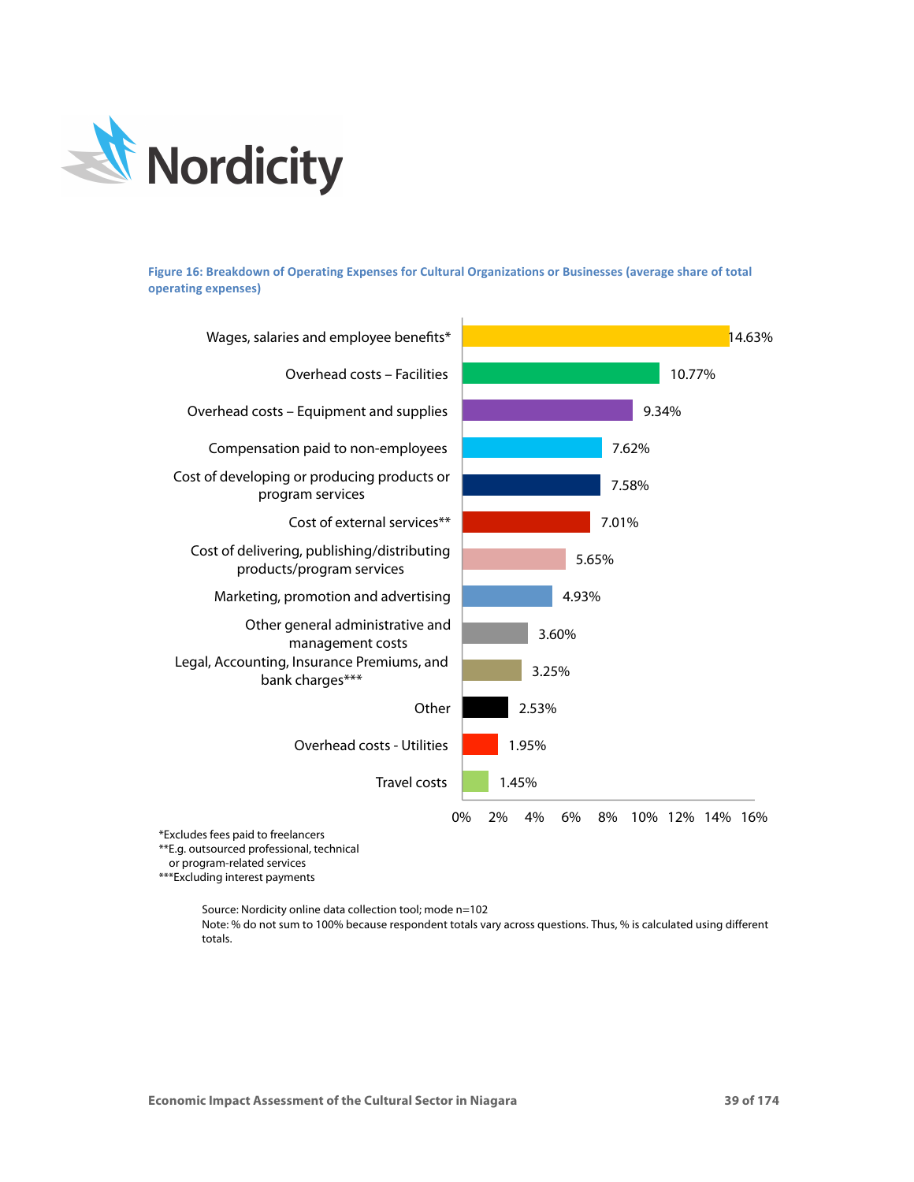**Figure 16: Breakdown of Operating Expenses for Cultural Organizations or Businesses (average share of total operating expenses)**

| Expense category | Average share |
|---|---|
| Wages, salaries and employee benefits* | 14.63% |
| Overhead costs – Facilities | 10.77% |
| Overhead costs – Equipment and supplies | 9.34% |
| Compensation paid to non-employees | 7.62% |
| Cost of developing or producing products or program services | 7.58% |
| Cost of external services** | 7.01% |
| Cost of delivering, publishing/distributing products/program services | 5.65% |
| Marketing, promotion and advertising | 4.93% |
| Other general administrative and management costs | 3.60% |
| Legal, Accounting, Insurance Premiums, and bank charges*** | 3.25% |
| Other | 2.53% |
| Overhead costs - Utilities | 1.95% |
| Travel costs | 1.45% |

*Excludes fees paid to freelancers
**E.g. outsourced professional, technical or program-related services
***Excluding interest payments

Source: Nordicity online data collection tool; mode n=102
Note: % do not sum to 100% because respondent totals vary across questions. Thus, % is calculated using different totals.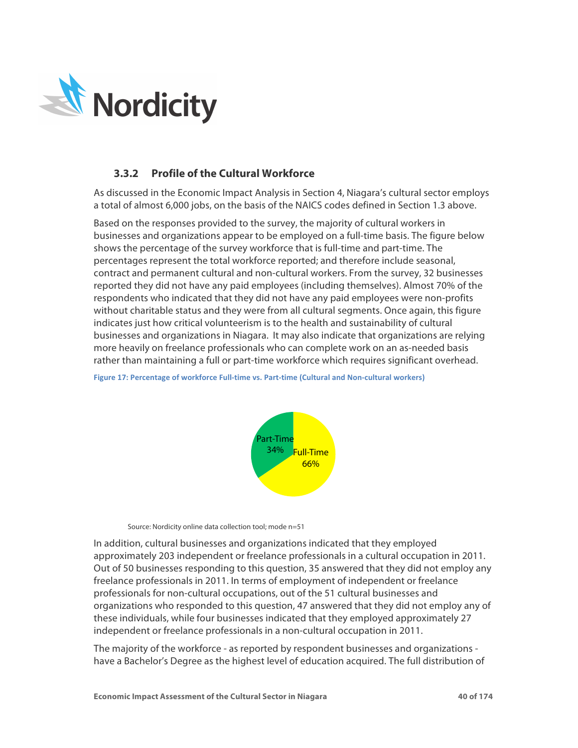### 3.3.2 Profile of the Cultural Workforce

As discussed in the Economic Impact Analysis in Section 4, Niagara's cultural sector employs a total of almost 6,000 jobs, on the basis of the NAICS codes defined in Section 1.3 above.

Based on the responses provided to the survey, the majority of cultural workers in businesses and organizations appear to be employed on a full-time basis. The figure below shows the percentage of the survey workforce that is full-time and part-time. The percentages represent the total workforce reported; and therefore include seasonal, contract and permanent cultural and non-cultural workers. From the survey, 32 businesses reported they did not have any paid employees (including themselves). Almost 70% of the respondents who indicated that they did not have any paid employees were non-profits without charitable status and they were from all cultural segments. Once again, this figure indicates just how critical volunteerism is to the health and sustainability of cultural businesses and organizations in Niagara. It may also indicate that organizations are relying more heavily on freelance professionals who can complete work on an as-needed basis rather than maintaining a full or part-time workforce which requires significant overhead.

**Figure 17: Percentage of workforce Full-time vs. Part-time (Cultural and Non-cultural workers)**

| Category | Percentage |
| --- | --- |
| Part-Time | 34% |
| Full-Time | 66% |

Source: Nordicity online data collection tool; mode n=51

In addition, cultural businesses and organizations indicated that they employed approximately 203 independent or freelance professionals in a cultural occupation in 2011. Out of 50 businesses responding to this question, 35 answered that they did not employ any freelance professionals in 2011. In terms of employment of independent or freelance professionals for non-cultural occupations, out of the 51 cultural businesses and organizations who responded to this question, 47 answered that they did not employ any of these individuals, while four businesses indicated that they employed approximately 27 independent or freelance professionals in a non-cultural occupation in 2011.

The majority of the workforce - as reported by respondent businesses and organizations - have a Bachelor's Degree as the highest level of education acquired. The full distribution of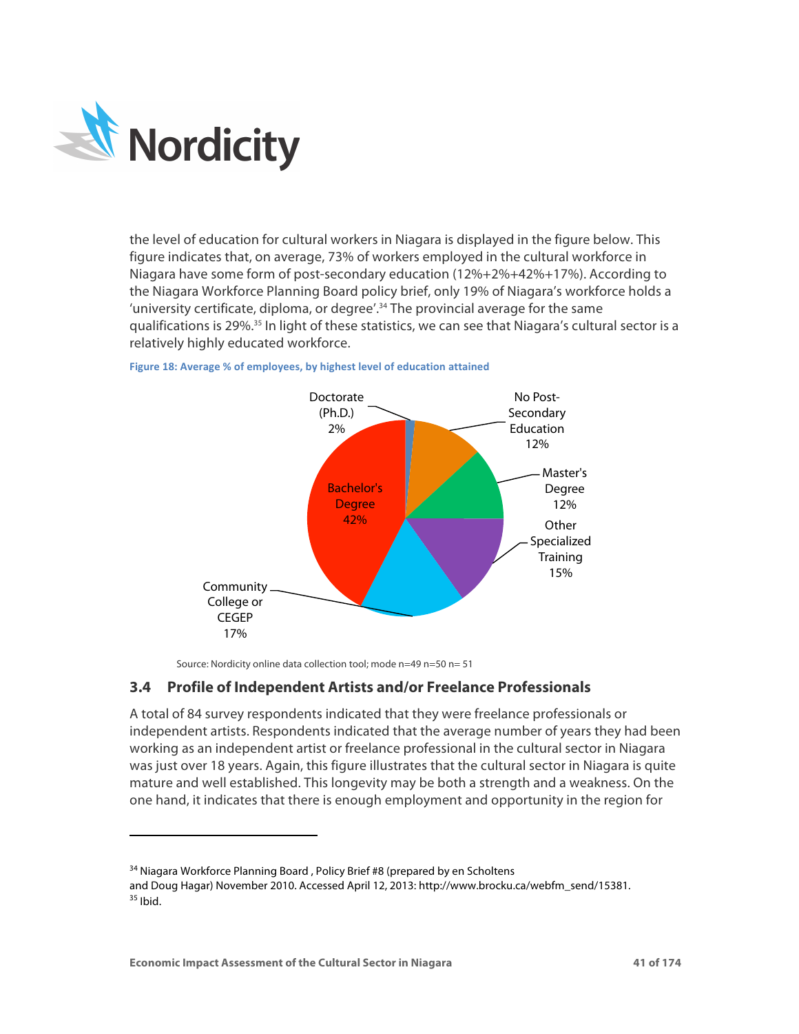the level of education for cultural workers in Niagara is displayed in the figure below. This figure indicates that, on average, 73% of workers employed in the cultural workforce in Niagara have some form of post-secondary education (12%+2%+42%+17%). According to the Niagara Workforce Planning Board policy brief, only 19% of Niagara's workforce holds a 'university certificate, diploma, or degree'.[34] The provincial average for the same qualifications is 29%.[35] In light of these statistics, we can see that Niagara's cultural sector is a relatively highly educated workforce.

**Figure 18: Average % of employees, by highest level of education attained**

| Highest level of education attained | % |
| --- | --- |
| Doctorate (Ph.D.) | 2% |
| No Post-Secondary Education | 12% |
| Master's Degree | 12% |
| Other Specialized Training | 15% |
| Community College or CEGEP | 17% |
| Bachelor's Degree | 42% |

Source: Nordicity online data collection tool; mode n=49 n=50 n= 51

## 3.4 Profile of Independent Artists and/or Freelance Professionals

A total of 84 survey respondents indicated that they were freelance professionals or independent artists. Respondents indicated that the average number of years they had been working as an independent artist or freelance professional in the cultural sector in Niagara was just over 18 years. Again, this figure illustrates that the cultural sector in Niagara is quite mature and well established. This longevity may be both a strength and a weakness. On the one hand, it indicates that there is enough employment and opportunity in the region for

---

[34] Niagara Workforce Planning Board , Policy Brief #8 (prepared by en Scholtens and Doug Hagar) November 2010. Accessed April 12, 2013: http://www.brocku.ca/webfm_send/15381.

[35] Ibid.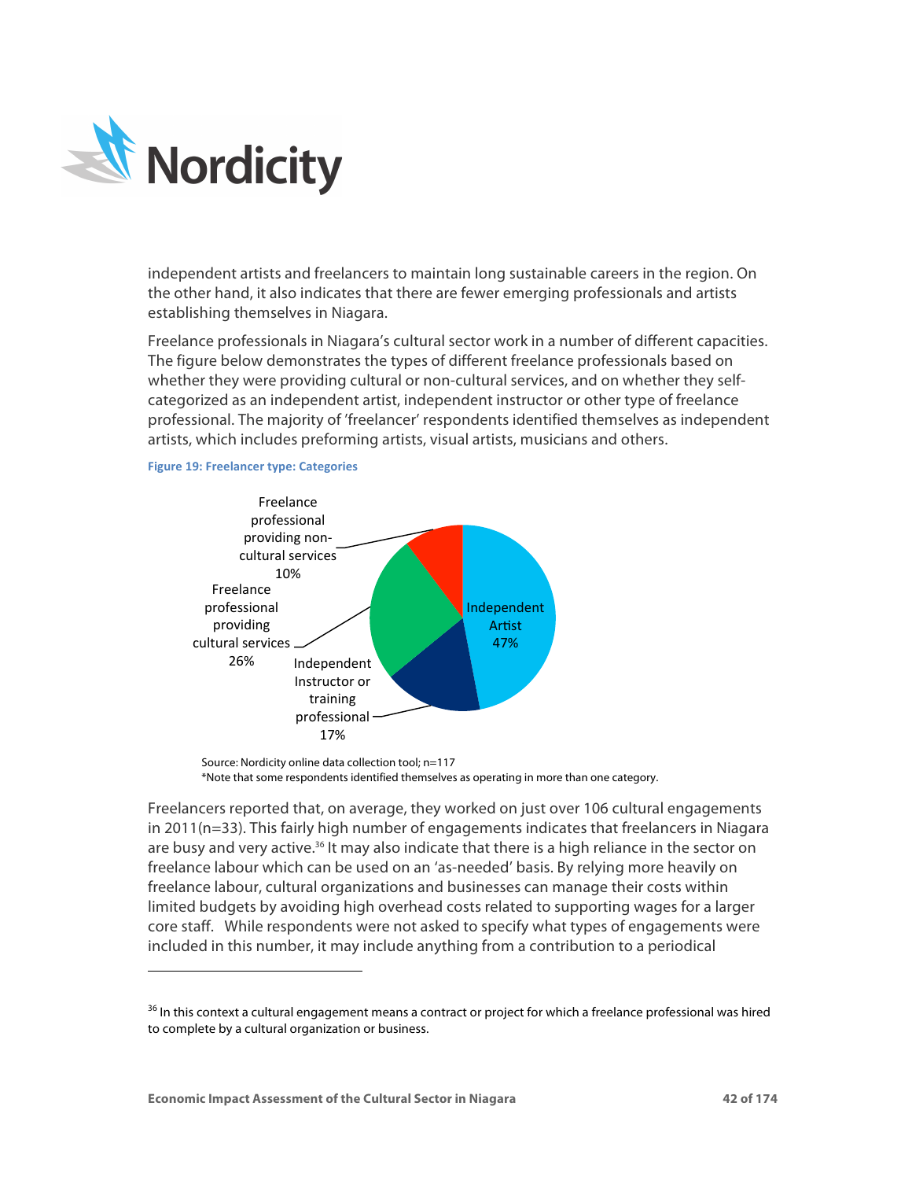independent artists and freelancers to maintain long sustainable careers in the region. On the other hand, it also indicates that there are fewer emerging professionals and artists establishing themselves in Niagara.

Freelance professionals in Niagara's cultural sector work in a number of different capacities. The figure below demonstrates the types of different freelance professionals based on whether they were providing cultural or non-cultural services, and on whether they self-categorized as an independent artist, independent instructor or other type of freelance professional. The majority of 'freelancer' respondents identified themselves as independent artists, which includes preforming artists, visual artists, musicians and others.

**Figure 19: Freelancer type: Categories**

| Category | Share |
|---|---|
| Independent Artist | 47% |
| Freelance professional providing cultural services | 26% |
| Independent Instructor or training professional | 17% |
| Freelance professional providing non-cultural services | 10% |

Source: Nordicity online data collection tool; n=117
*Note that some respondents identified themselves as operating in more than one category.

Freelancers reported that, on average, they worked on just over 106 cultural engagements in 2011(n=33). This fairly high number of engagements indicates that freelancers in Niagara are busy and very active.[36] It may also indicate that there is a high reliance in the sector on freelance labour which can be used on an 'as-needed' basis. By relying more heavily on freelance labour, cultural organizations and businesses can manage their costs within limited budgets by avoiding high overhead costs related to supporting wages for a larger core staff. While respondents were not asked to specify what types of engagements were included in this number, it may include anything from a contribution to a periodical

[36] In this context a cultural engagement means a contract or project for which a freelance professional was hired to complete by a cultural organization or business.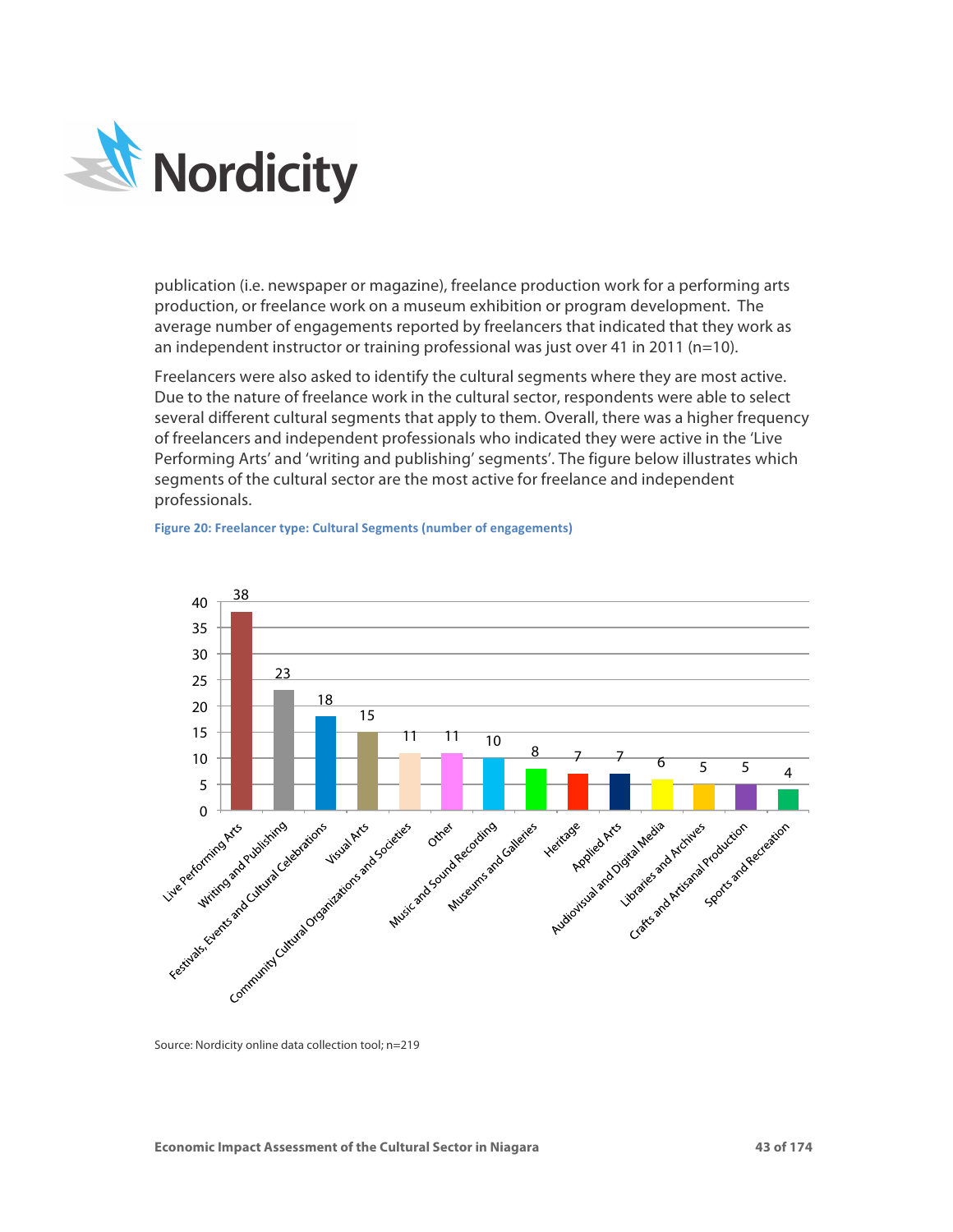publication (i.e. newspaper or magazine), freelance production work for a performing arts production, or freelance work on a museum exhibition or program development. The average number of engagements reported by freelancers that indicated that they work as an independent instructor or training professional was just over 41 in 2011 (n=10).

Freelancers were also asked to identify the cultural segments where they are most active. Due to the nature of freelance work in the cultural sector, respondents were able to select several different cultural segments that apply to them. Overall, there was a higher frequency of freelancers and independent professionals who indicated they were active in the 'Live Performing Arts' and 'writing and publishing' segments'. The figure below illustrates which segments of the cultural sector are the most active for freelance and independent professionals.

**Figure 20: Freelancer type: Cultural Segments (number of engagements)**

| Cultural Segment | Number of engagements |
|---|---|
| Live Performing Arts | 38 |
| Writing and Publishing | 23 |
| Festivals, Events and Cultural Celebrations | 18 |
| Visual Arts | 15 |
| Community Cultural Organizations and Societies | 11 |
| Other | 11 |
| Music and Sound Recording | 10 |
| Museums and Galleries | 8 |
| Heritage | 7 |
| Applied Arts | 7 |
| Audiovisual and Digital Media | 6 |
| Libraries and Archives | 5 |
| Crafts and Artisanal Production | 5 |
| Sports and Recreation | 4 |

Source: Nordicity online data collection tool; n=219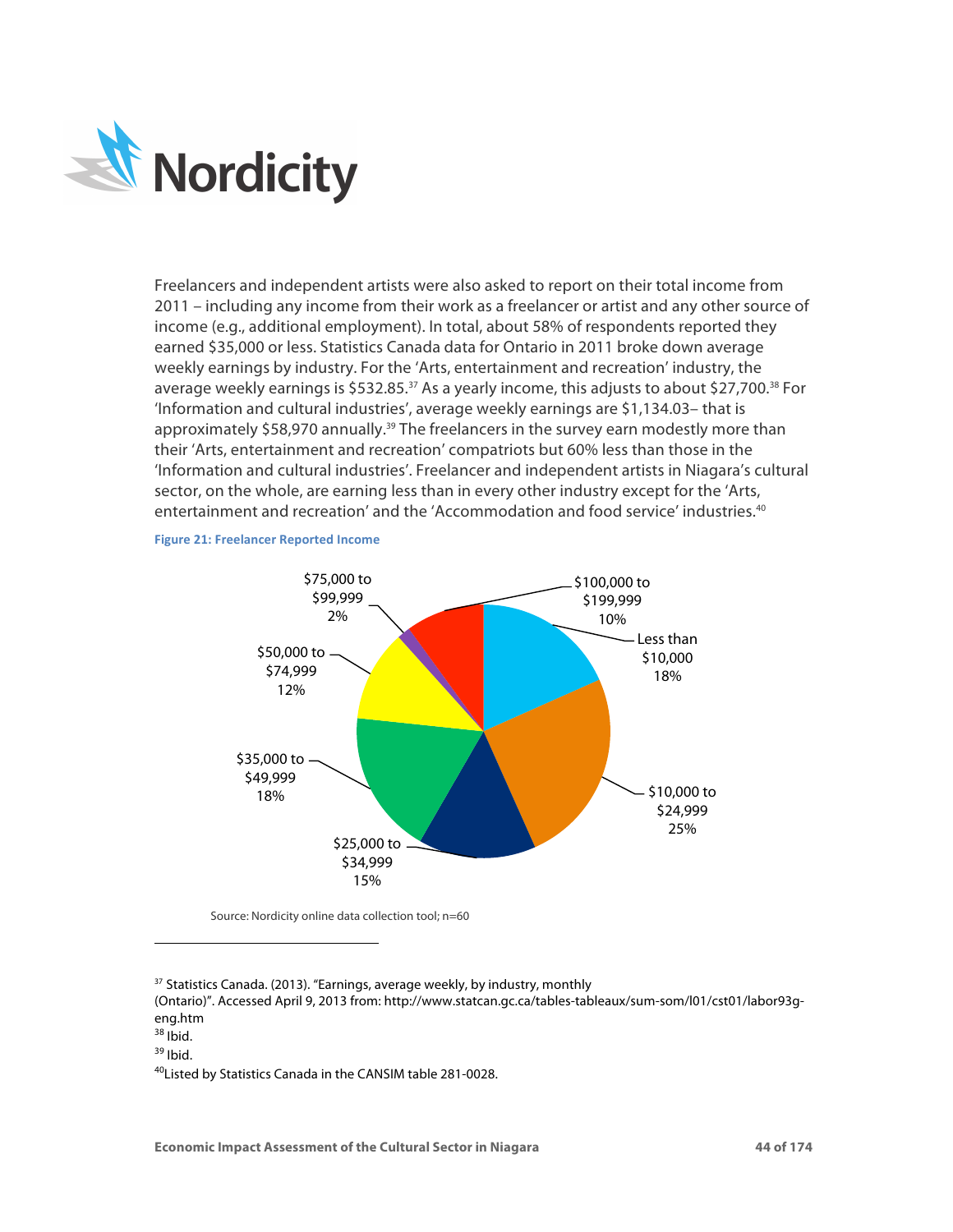Freelancers and independent artists were also asked to report on their total income from 2011 – including any income from their work as a freelancer or artist and any other source of income (e.g., additional employment). In total, about 58% of respondents reported they earned $35,000 or less. Statistics Canada data for Ontario in 2011 broke down average weekly earnings by industry. For the 'Arts, entertainment and recreation' industry, the average weekly earnings is $532.85.[37] As a yearly income, this adjusts to about $27,700.[38] For 'Information and cultural industries', average weekly earnings are $1,134.03– that is approximately $58,970 annually.[39] The freelancers in the survey earn modestly more than their 'Arts, entertainment and recreation' compatriots but 60% less than those in the 'Information and cultural industries'. Freelancer and independent artists in Niagara's cultural sector, on the whole, are earning less than in every other industry except for the 'Arts, entertainment and recreation' and the 'Accommodation and food service' industries.[40]

**Figure 21: Freelancer Reported Income**

| Income | Share |
|---|---|
| Less than $10,000 | 18% |
| $10,000 to $24,999 | 25% |
| $25,000 to $34,999 | 15% |
| $35,000 to $49,999 | 18% |
| $50,000 to $74,999 | 12% |
| $75,000 to $99,999 | 2% |
| $100,000 to $199,999 | 10% |

Source: Nordicity online data collection tool; n=60

---

[37] Statistics Canada. (2013). "Earnings, average weekly, by industry, monthly (Ontario)". Accessed April 9, 2013 from: http://www.statcan.gc.ca/tables-tableaux/sum-som/l01/cst01/labor93g-eng.htm

[38] Ibid.

[39] Ibid.

[40] Listed by Statistics Canada in the CANSIM table 281-0028.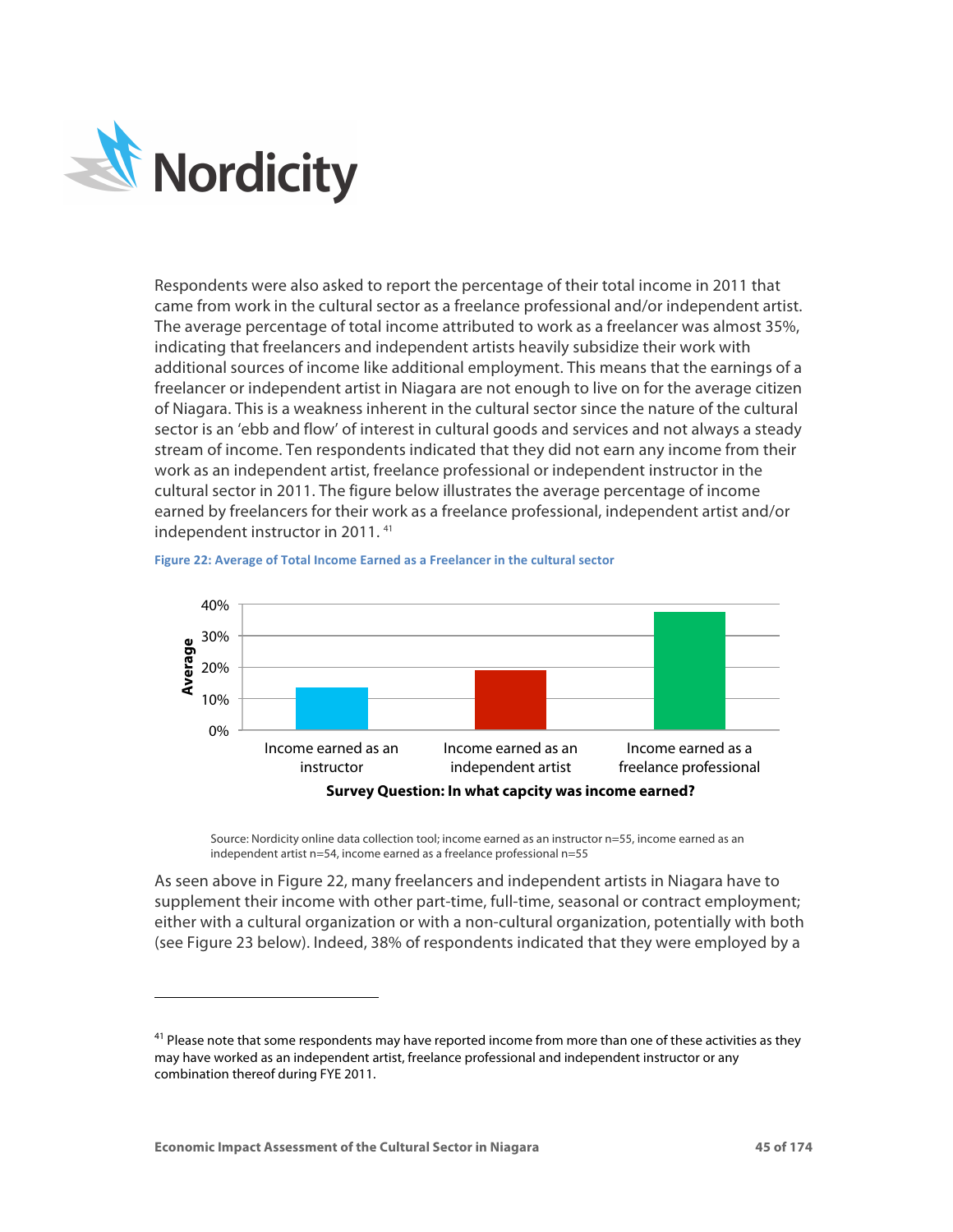Respondents were also asked to report the percentage of their total income in 2011 that came from work in the cultural sector as a freelance professional and/or independent artist. The average percentage of total income attributed to work as a freelancer was almost 35%, indicating that freelancers and independent artists heavily subsidize their work with additional sources of income like additional employment. This means that the earnings of a freelancer or independent artist in Niagara are not enough to live on for the average citizen of Niagara. This is a weakness inherent in the cultural sector since the nature of the cultural sector is an 'ebb and flow' of interest in cultural goods and services and not always a steady stream of income. Ten respondents indicated that they did not earn any income from their work as an independent artist, freelance professional or independent instructor in the cultural sector in 2011. The figure below illustrates the average percentage of income earned by freelancers for their work as a freelance professional, independent artist and/or independent instructor in 2011. [41]

**Figure 22: Average of Total Income Earned as a Freelancer in the cultural sector**

Source: Nordicity online data collection tool; income earned as an instructor n=55, income earned as an independent artist n=54, income earned as a freelance professional n=55

As seen above in Figure 22, many freelancers and independent artists in Niagara have to supplement their income with other part-time, full-time, seasonal or contract employment; either with a cultural organization or with a non-cultural organization, potentially with both (see Figure 23 below). Indeed, 38% of respondents indicated that they were employed by a

---

[41] Please note that some respondents may have reported income from more than one of these activities as they may have worked as an independent artist, freelance professional and independent instructor or any combination thereof during FYE 2011.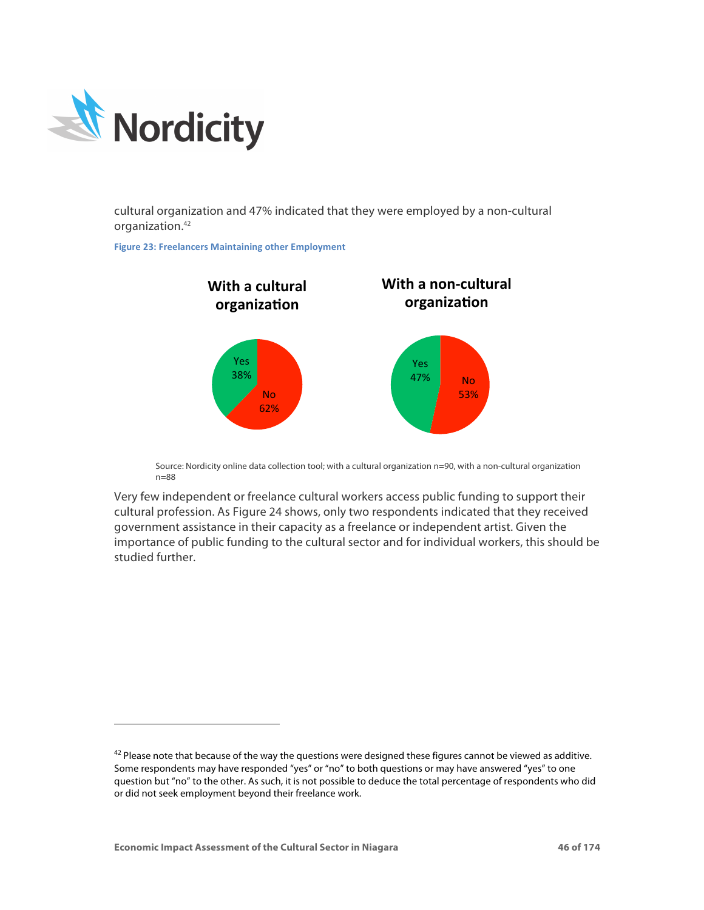cultural organization and 47% indicated that they were employed by a non-cultural organization.[42]

**Figure 23: Freelancers Maintaining other Employment**

**With a cultural organization**

Yes 38%

No 62%

**With a non-cultural organization**

Yes 47%

No 53%

Source: Nordicity online data collection tool; with a cultural organization n=90, with a non-cultural organization n=88

Very few independent or freelance cultural workers access public funding to support their cultural profession. As Figure 24 shows, only two respondents indicated that they received government assistance in their capacity as a freelance or independent artist. Given the importance of public funding to the cultural sector and for individual workers, this should be studied further.

---

[42] Please note that because of the way the questions were designed these figures cannot be viewed as additive. Some respondents may have responded "yes" or "no" to both questions or may have answered "yes" to one question but "no" to the other. As such, it is not possible to deduce the total percentage of respondents who did or did not seek employment beyond their freelance work.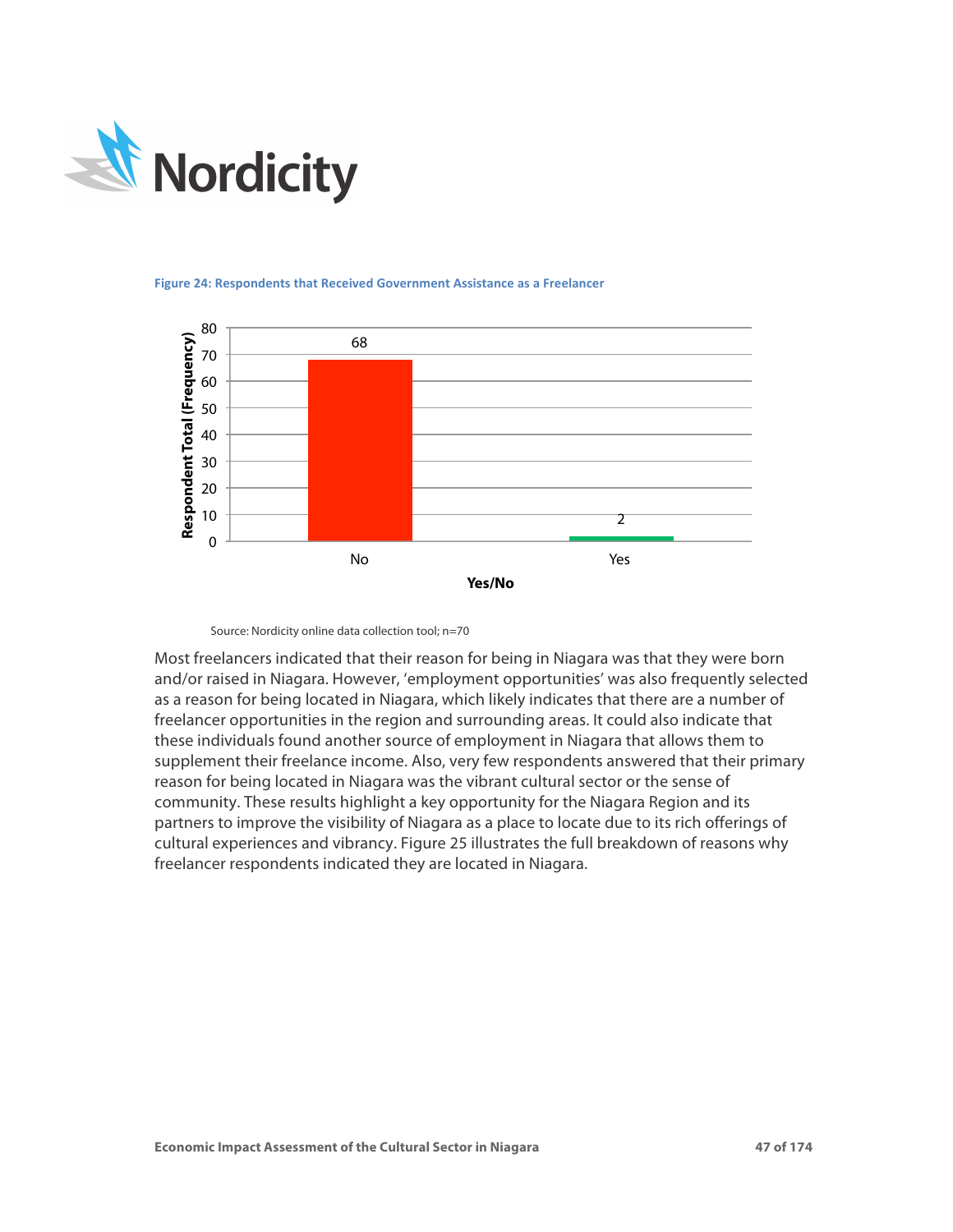**Figure 24: Respondents that Received Government Assistance as a Freelancer**

| Yes/No | Respondent Total (Frequency) |
| --- | --- |
| No | 68 |
| Yes | 2 |

Source: Nordicity online data collection tool; n=70

Most freelancers indicated that their reason for being in Niagara was that they were born and/or raised in Niagara. However, 'employment opportunities' was also frequently selected as a reason for being located in Niagara, which likely indicates that there are a number of freelancer opportunities in the region and surrounding areas. It could also indicate that these individuals found another source of employment in Niagara that allows them to supplement their freelance income. Also, very few respondents answered that their primary reason for being located in Niagara was the vibrant cultural sector or the sense of community. These results highlight a key opportunity for the Niagara Region and its partners to improve the visibility of Niagara as a place to locate due to its rich offerings of cultural experiences and vibrancy. Figure 25 illustrates the full breakdown of reasons why freelancer respondents indicated they are located in Niagara.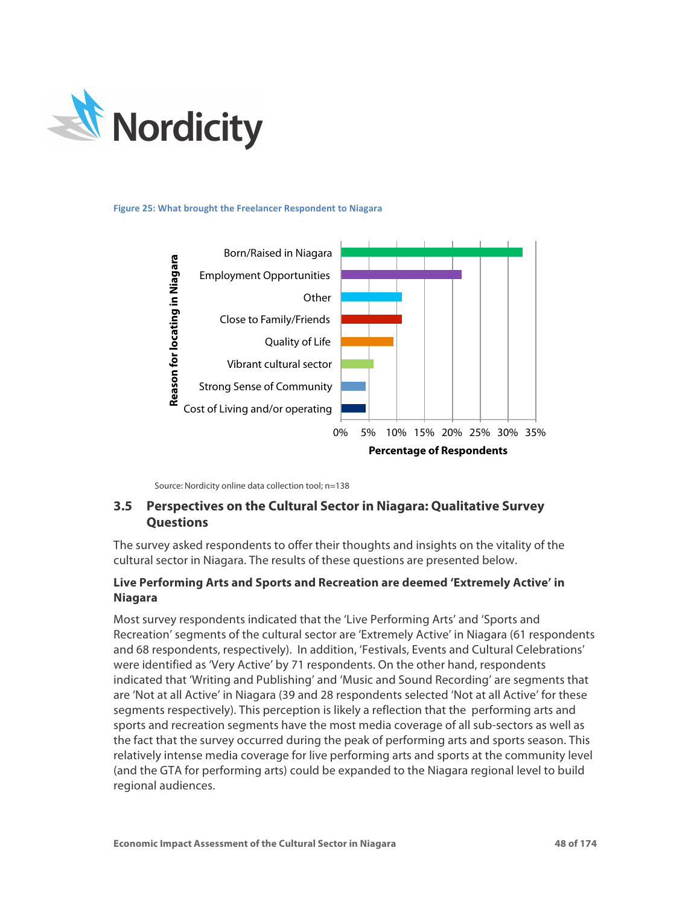**Figure 25: What brought the Freelancer Respondent to Niagara**

| Reason for locating in Niagara | Percentage of Respondents |
|---|---|
| Born/Raised in Niagara | ~33% |
| Employment Opportunities | ~22% |
| Other | ~11% |
| Close to Family/Friends | ~11% |
| Quality of Life | ~9.5% |
| Vibrant cultural sector | ~6% |
| Strong Sense of Community | ~4.5% |
| Cost of Living and/or operating | ~4.5% |

Source: Nordicity online data collection tool; n=138

## 3.5 Perspectives on the Cultural Sector in Niagara: Qualitative Survey Questions

The survey asked respondents to offer their thoughts and insights on the vitality of the cultural sector in Niagara. The results of these questions are presented below.

**Live Performing Arts and Sports and Recreation are deemed 'Extremely Active' in Niagara**

Most survey respondents indicated that the 'Live Performing Arts' and 'Sports and Recreation' segments of the cultural sector are 'Extremely Active' in Niagara (61 respondents and 68 respondents, respectively). In addition, 'Festivals, Events and Cultural Celebrations' were identified as 'Very Active' by 71 respondents. On the other hand, respondents indicated that 'Writing and Publishing' and 'Music and Sound Recording' are segments that are 'Not at all Active' in Niagara (39 and 28 respondents selected 'Not at all Active' for these segments respectively). This perception is likely a reflection that the performing arts and sports and recreation segments have the most media coverage of all sub-sectors as well as the fact that the survey occurred during the peak of performing arts and sports season. This relatively intense media coverage for live performing arts and sports at the community level (and the GTA for performing arts) could be expanded to the Niagara regional level to build regional audiences.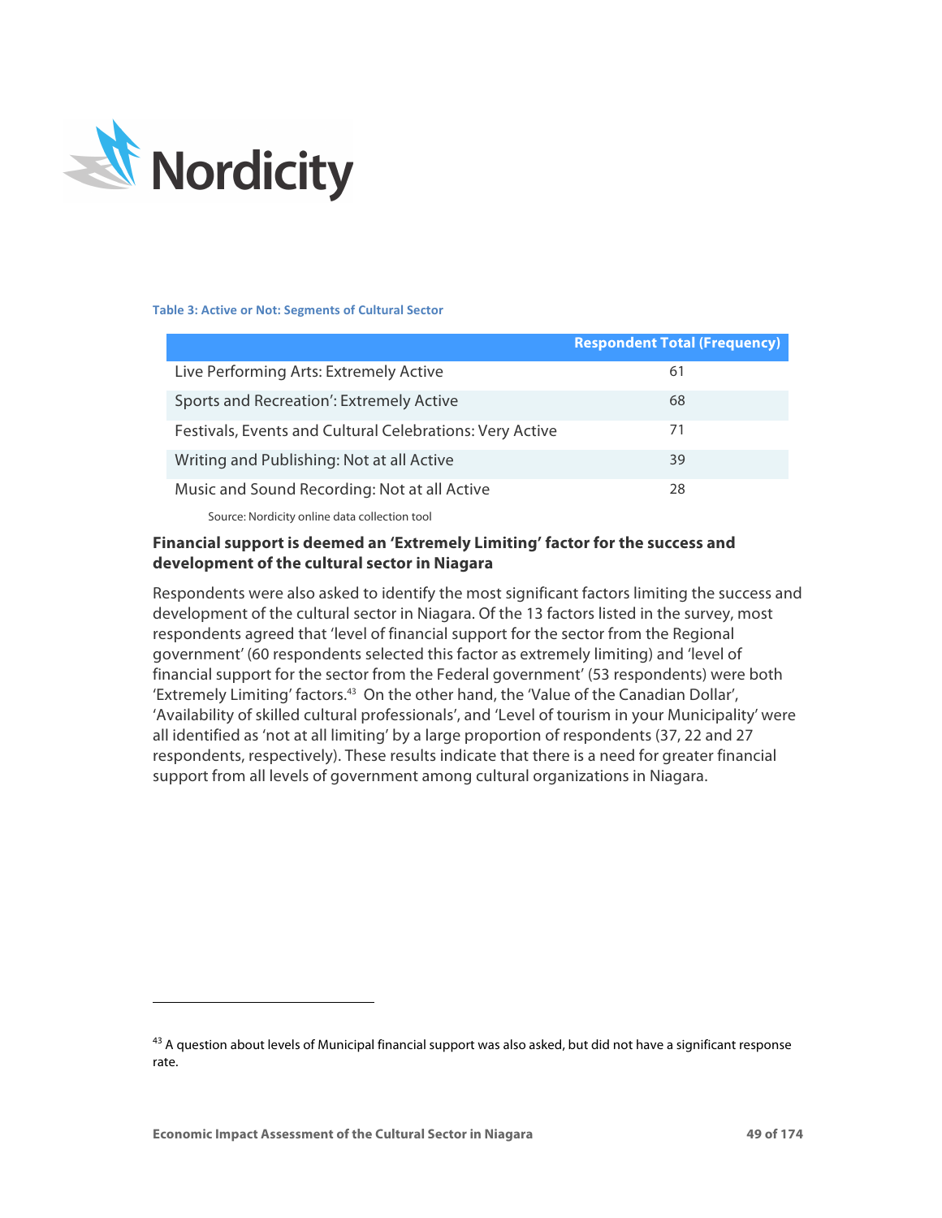**Table 3: Active or Not: Segments of Cultural Sector**

| | Respondent Total (Frequency) |
|---|---|
| Live Performing Arts: Extremely Active | 61 |
| Sports and Recreation': Extremely Active | 68 |
| Festivals, Events and Cultural Celebrations: Very Active | 71 |
| Writing and Publishing: Not at all Active | 39 |
| Music and Sound Recording: Not at all Active | 28 |

Source: Nordicity online data collection tool

**Financial support is deemed an 'Extremely Limiting' factor for the success and development of the cultural sector in Niagara**

Respondents were also asked to identify the most significant factors limiting the success and development of the cultural sector in Niagara. Of the 13 factors listed in the survey, most respondents agreed that 'level of financial support for the sector from the Regional government' (60 respondents selected this factor as extremely limiting) and 'level of financial support for the sector from the Federal government' (53 respondents) were both 'Extremely Limiting' factors.[43] On the other hand, the 'Value of the Canadian Dollar', 'Availability of skilled cultural professionals', and 'Level of tourism in your Municipality' were all identified as 'not at all limiting' by a large proportion of respondents (37, 22 and 27 respondents, respectively). These results indicate that there is a need for greater financial support from all levels of government among cultural organizations in Niagara.

---

[43] A question about levels of Municipal financial support was also asked, but did not have a significant response rate.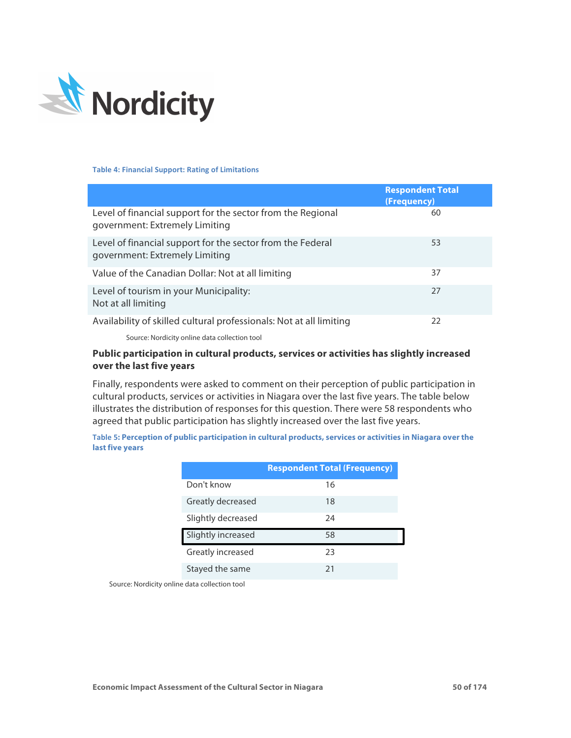Table 4: Financial Support: Rating of Limitations

| | Respondent Total (Frequency) |
|---|---|
| Level of financial support for the sector from the Regional government: Extremely Limiting | 60 |
| Level of financial support for the sector from the Federal government: Extremely Limiting | 53 |
| Value of the Canadian Dollar: Not at all limiting | 37 |
| Level of tourism in your Municipality: Not at all limiting | 27 |
| Availability of skilled cultural professionals: Not at all limiting | 22 |

Source: Nordicity online data collection tool

**Public participation in cultural products, services or activities has slightly increased over the last five years**

Finally, respondents were asked to comment on their perception of public participation in cultural products, services or activities in Niagara over the last five years. The table below illustrates the distribution of responses for this question. There were 58 respondents who agreed that public participation has slightly increased over the last five years.

Table 5: Perception of public participation in cultural products, services or activities in Niagara over the last five years

| | Respondent Total (Frequency) |
|---|---|
| Don't know | 16 |
| Greatly decreased | 18 |
| Slightly decreased | 24 |
| Slightly increased | 58 |
| Greatly increased | 23 |
| Stayed the same | 21 |

Source: Nordicity online data collection tool